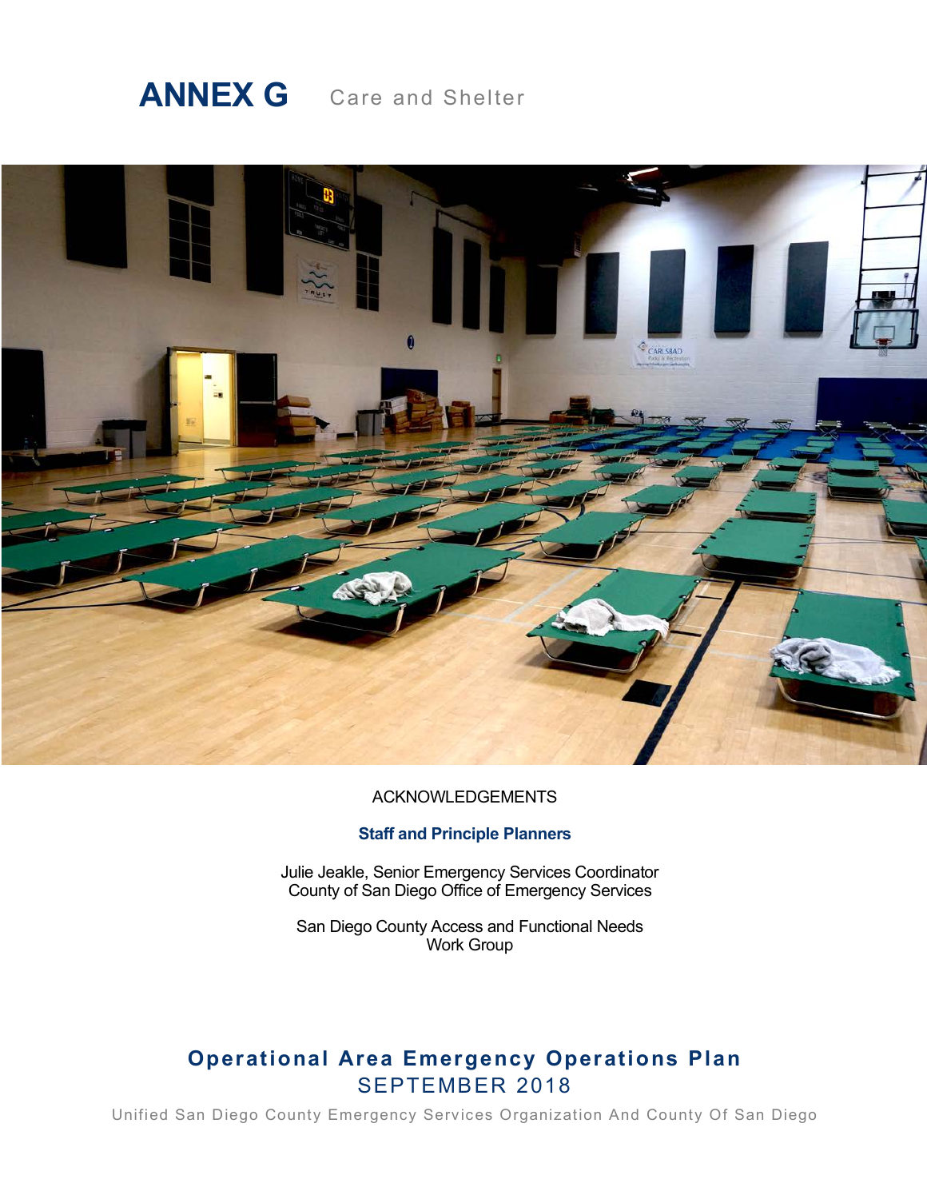# ANNEX G Care and Shelter

ACKNOWLEDGEMENTS

**Staff and Principle Planners**

Julie Jeakle, Senior Emergency Services Coordinator
County of San Diego Office of Emergency Services

San Diego County Access and Functional Needs
Work Group

## Operational Area Emergency Operations Plan

SEPTEMBER 2018

Unified San Diego County Emergency Services Organization And County Of San Diego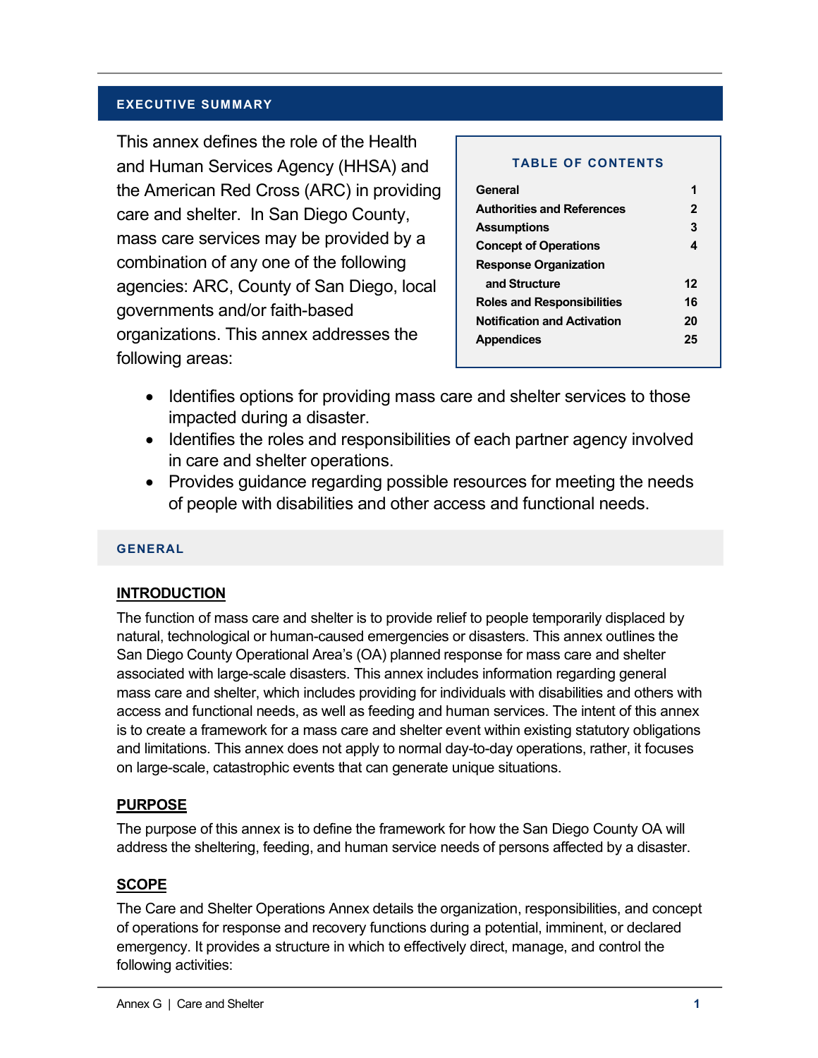## EXECUTIVE SUMMARY

This annex defines the role of the Health and Human Services Agency (HHSA) and the American Red Cross (ARC) in providing care and shelter. In San Diego County, mass care services may be provided by a combination of any one of the following agencies: ARC, County of San Diego, local governments and/or faith-based organizations. This annex addresses the following areas:

| TABLE OF CONTENTS | |
|---|---|
| General | 1 |
| Authorities and References | 2 |
| Assumptions | 3 |
| Concept of Operations | 4 |
| Response Organization and Structure | 12 |
| Roles and Responsibilities | 16 |
| Notification and Activation | 20 |
| Appendices | 25 |

- Identifies options for providing mass care and shelter services to those impacted during a disaster.
- Identifies the roles and responsibilities of each partner agency involved in care and shelter operations.
- Provides guidance regarding possible resources for meeting the needs of people with disabilities and other access and functional needs.

## GENERAL

### INTRODUCTION

The function of mass care and shelter is to provide relief to people temporarily displaced by natural, technological or human-caused emergencies or disasters. This annex outlines the San Diego County Operational Area's (OA) planned response for mass care and shelter associated with large-scale disasters. This annex includes information regarding general mass care and shelter, which includes providing for individuals with disabilities and others with access and functional needs, as well as feeding and human services. The intent of this annex is to create a framework for a mass care and shelter event within existing statutory obligations and limitations. This annex does not apply to normal day-to-day operations, rather, it focuses on large-scale, catastrophic events that can generate unique situations.

### PURPOSE

The purpose of this annex is to define the framework for how the San Diego County OA will address the sheltering, feeding, and human service needs of persons affected by a disaster.

### SCOPE

The Care and Shelter Operations Annex details the organization, responsibilities, and concept of operations for response and recovery functions during a potential, imminent, or declared emergency. It provides a structure in which to effectively direct, manage, and control the following activities: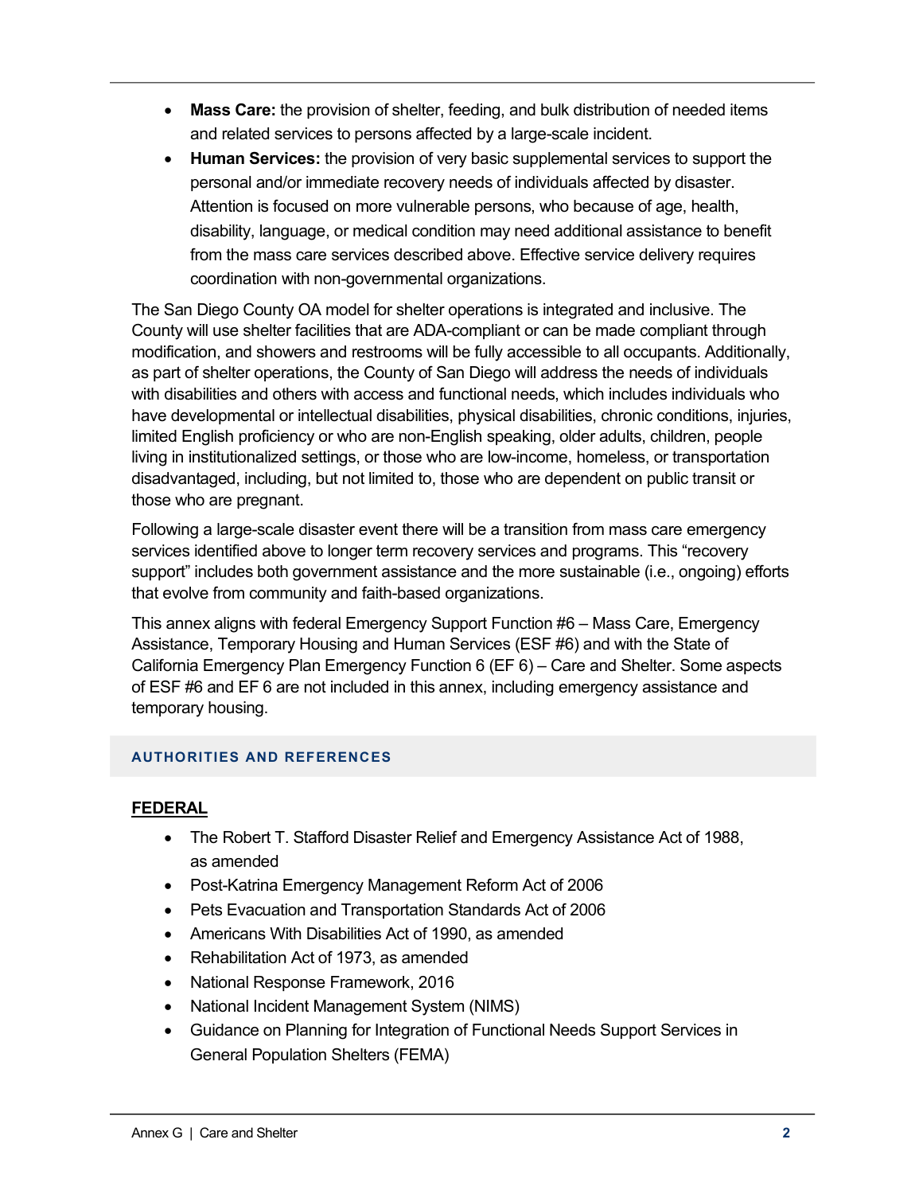- **Mass Care:** the provision of shelter, feeding, and bulk distribution of needed items and related services to persons affected by a large-scale incident.
- **Human Services:** the provision of very basic supplemental services to support the personal and/or immediate recovery needs of individuals affected by disaster. Attention is focused on more vulnerable persons, who because of age, health, disability, language, or medical condition may need additional assistance to benefit from the mass care services described above. Effective service delivery requires coordination with non-governmental organizations.

The San Diego County OA model for shelter operations is integrated and inclusive. The County will use shelter facilities that are ADA-compliant or can be made compliant through modification, and showers and restrooms will be fully accessible to all occupants. Additionally, as part of shelter operations, the County of San Diego will address the needs of individuals with disabilities and others with access and functional needs, which includes individuals who have developmental or intellectual disabilities, physical disabilities, chronic conditions, injuries, limited English proficiency or who are non-English speaking, older adults, children, people living in institutionalized settings, or those who are low-income, homeless, or transportation disadvantaged, including, but not limited to, those who are dependent on public transit or those who are pregnant.

Following a large-scale disaster event there will be a transition from mass care emergency services identified above to longer term recovery services and programs. This "recovery support" includes both government assistance and the more sustainable (i.e., ongoing) efforts that evolve from community and faith-based organizations.

This annex aligns with federal Emergency Support Function #6 – Mass Care, Emergency Assistance, Temporary Housing and Human Services (ESF #6) and with the State of California Emergency Plan Emergency Function 6 (EF 6) – Care and Shelter. Some aspects of ESF #6 and EF 6 are not included in this annex, including emergency assistance and temporary housing.

## AUTHORITIES AND REFERENCES

### FEDERAL

- The Robert T. Stafford Disaster Relief and Emergency Assistance Act of 1988, as amended
- Post-Katrina Emergency Management Reform Act of 2006
- Pets Evacuation and Transportation Standards Act of 2006
- Americans With Disabilities Act of 1990, as amended
- Rehabilitation Act of 1973, as amended
- National Response Framework, 2016
- National Incident Management System (NIMS)
- Guidance on Planning for Integration of Functional Needs Support Services in General Population Shelters (FEMA)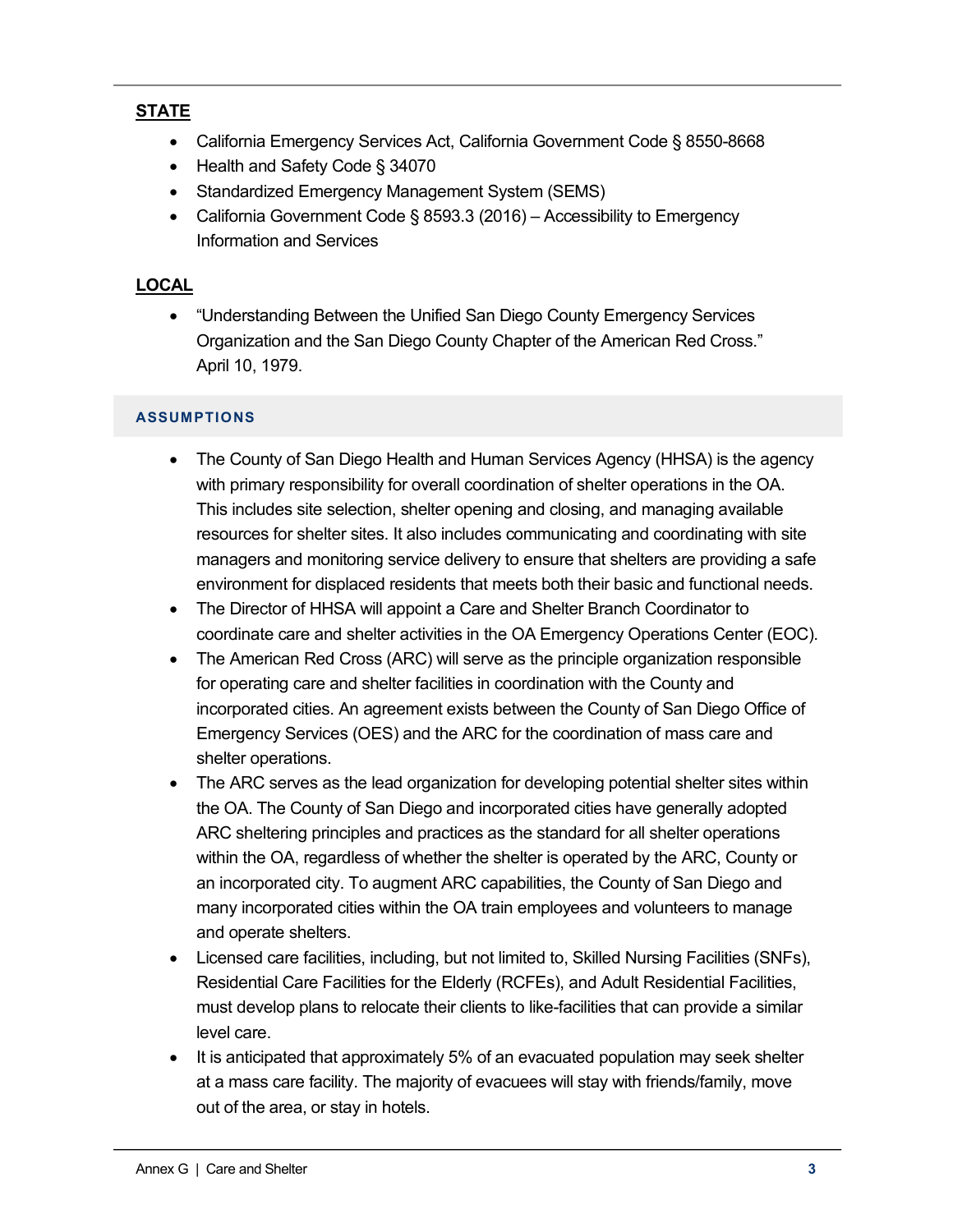**STATE**

- California Emergency Services Act, California Government Code § 8550-8668
- Health and Safety Code § 34070
- Standardized Emergency Management System (SEMS)
- California Government Code § 8593.3 (2016) – Accessibility to Emergency Information and Services

**LOCAL**

- "Understanding Between the Unified San Diego County Emergency Services Organization and the San Diego County Chapter of the American Red Cross." April 10, 1979.

## ASSUMPTIONS

- The County of San Diego Health and Human Services Agency (HHSA) is the agency with primary responsibility for overall coordination of shelter operations in the OA. This includes site selection, shelter opening and closing, and managing available resources for shelter sites. It also includes communicating and coordinating with site managers and monitoring service delivery to ensure that shelters are providing a safe environment for displaced residents that meets both their basic and functional needs.
- The Director of HHSA will appoint a Care and Shelter Branch Coordinator to coordinate care and shelter activities in the OA Emergency Operations Center (EOC).
- The American Red Cross (ARC) will serve as the principle organization responsible for operating care and shelter facilities in coordination with the County and incorporated cities. An agreement exists between the County of San Diego Office of Emergency Services (OES) and the ARC for the coordination of mass care and shelter operations.
- The ARC serves as the lead organization for developing potential shelter sites within the OA. The County of San Diego and incorporated cities have generally adopted ARC sheltering principles and practices as the standard for all shelter operations within the OA, regardless of whether the shelter is operated by the ARC, County or an incorporated city. To augment ARC capabilities, the County of San Diego and many incorporated cities within the OA train employees and volunteers to manage and operate shelters.
- Licensed care facilities, including, but not limited to, Skilled Nursing Facilities (SNFs), Residential Care Facilities for the Elderly (RCFEs), and Adult Residential Facilities, must develop plans to relocate their clients to like-facilities that can provide a similar level care.
- It is anticipated that approximately 5% of an evacuated population may seek shelter at a mass care facility. The majority of evacuees will stay with friends/family, move out of the area, or stay in hotels.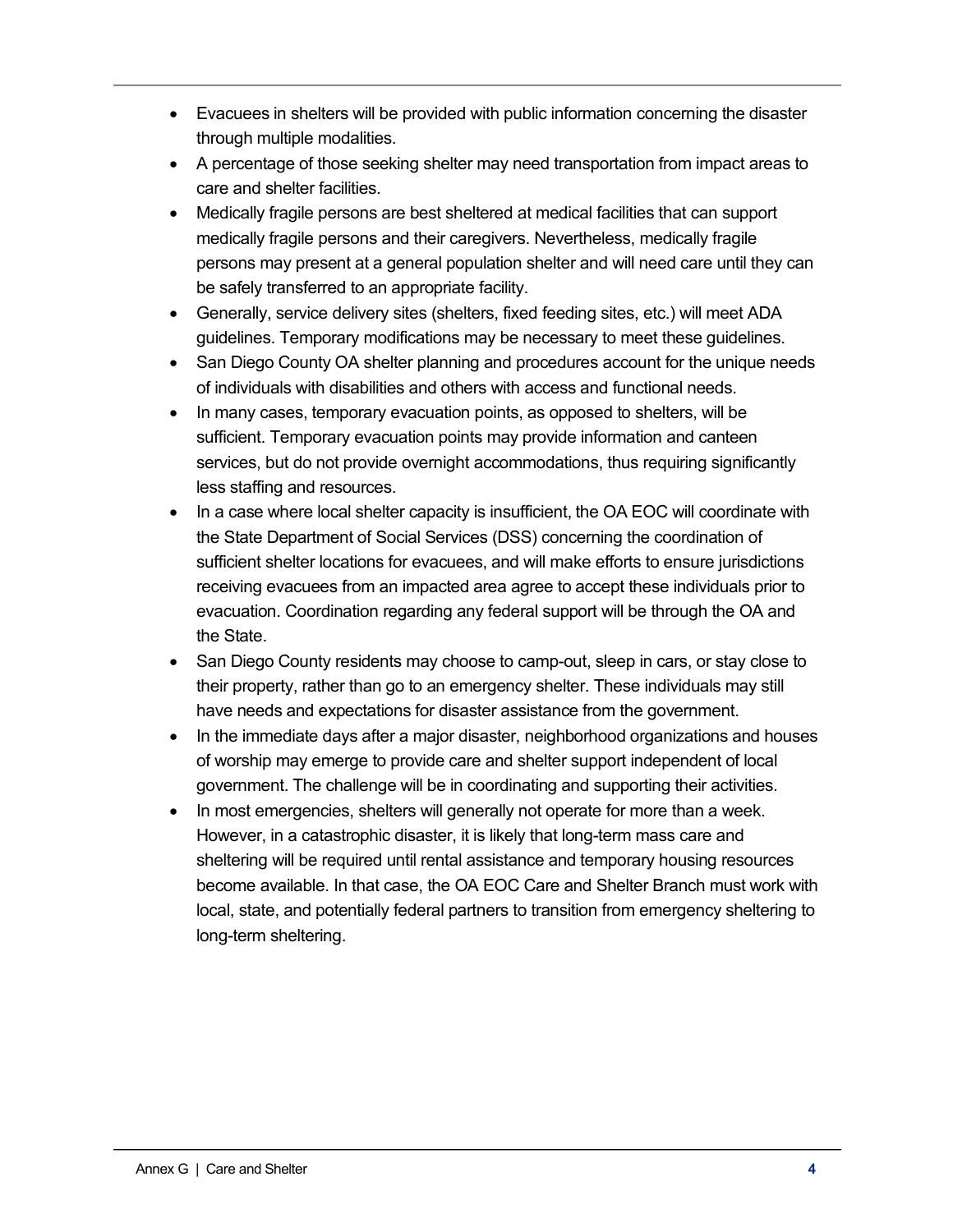- Evacuees in shelters will be provided with public information concerning the disaster through multiple modalities.
- A percentage of those seeking shelter may need transportation from impact areas to care and shelter facilities.
- Medically fragile persons are best sheltered at medical facilities that can support medically fragile persons and their caregivers. Nevertheless, medically fragile persons may present at a general population shelter and will need care until they can be safely transferred to an appropriate facility.
- Generally, service delivery sites (shelters, fixed feeding sites, etc.) will meet ADA guidelines. Temporary modifications may be necessary to meet these guidelines.
- San Diego County OA shelter planning and procedures account for the unique needs of individuals with disabilities and others with access and functional needs.
- In many cases, temporary evacuation points, as opposed to shelters, will be sufficient. Temporary evacuation points may provide information and canteen services, but do not provide overnight accommodations, thus requiring significantly less staffing and resources.
- In a case where local shelter capacity is insufficient, the OA EOC will coordinate with the State Department of Social Services (DSS) concerning the coordination of sufficient shelter locations for evacuees, and will make efforts to ensure jurisdictions receiving evacuees from an impacted area agree to accept these individuals prior to evacuation. Coordination regarding any federal support will be through the OA and the State.
- San Diego County residents may choose to camp-out, sleep in cars, or stay close to their property, rather than go to an emergency shelter. These individuals may still have needs and expectations for disaster assistance from the government.
- In the immediate days after a major disaster, neighborhood organizations and houses of worship may emerge to provide care and shelter support independent of local government. The challenge will be in coordinating and supporting their activities.
- In most emergencies, shelters will generally not operate for more than a week. However, in a catastrophic disaster, it is likely that long-term mass care and sheltering will be required until rental assistance and temporary housing resources become available. In that case, the OA EOC Care and Shelter Branch must work with local, state, and potentially federal partners to transition from emergency sheltering to long-term sheltering.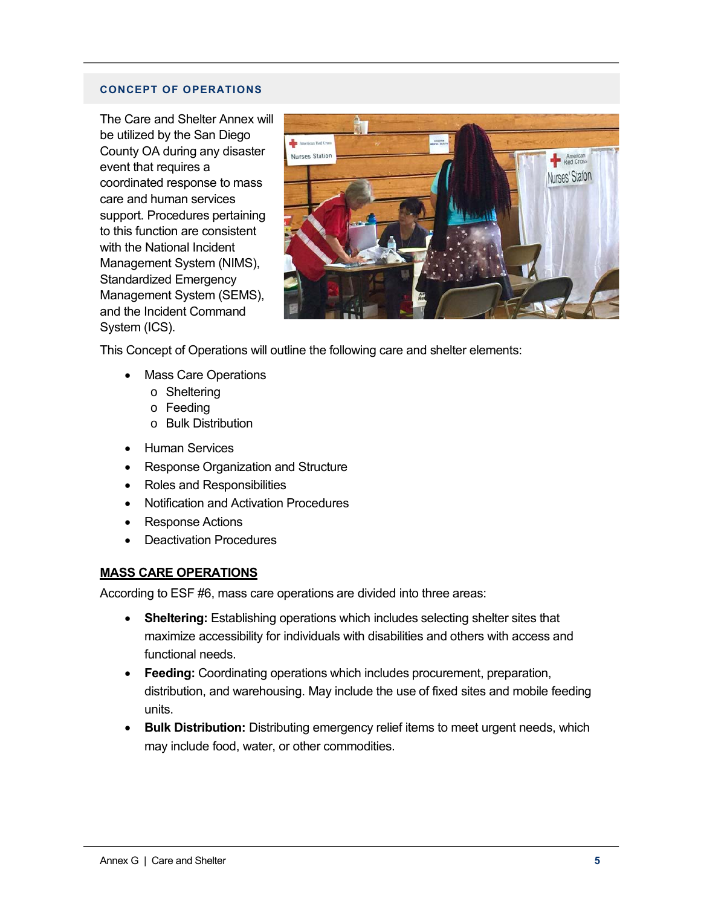## CONCEPT OF OPERATIONS

The Care and Shelter Annex will be utilized by the San Diego County OA during any disaster event that requires a coordinated response to mass care and human services support. Procedures pertaining to this function are consistent with the National Incident Management System (NIMS), Standardized Emergency Management System (SEMS), and the Incident Command System (ICS).

This Concept of Operations will outline the following care and shelter elements:

- Mass Care Operations
  - Sheltering
  - Feeding
  - Bulk Distribution
- Human Services
- Response Organization and Structure
- Roles and Responsibilities
- Notification and Activation Procedures
- Response Actions
- Deactivation Procedures

### MASS CARE OPERATIONS

According to ESF #6, mass care operations are divided into three areas:

- **Sheltering:** Establishing operations which includes selecting shelter sites that maximize accessibility for individuals with disabilities and others with access and functional needs.
- **Feeding:** Coordinating operations which includes procurement, preparation, distribution, and warehousing. May include the use of fixed sites and mobile feeding units.
- **Bulk Distribution:** Distributing emergency relief items to meet urgent needs, which may include food, water, or other commodities.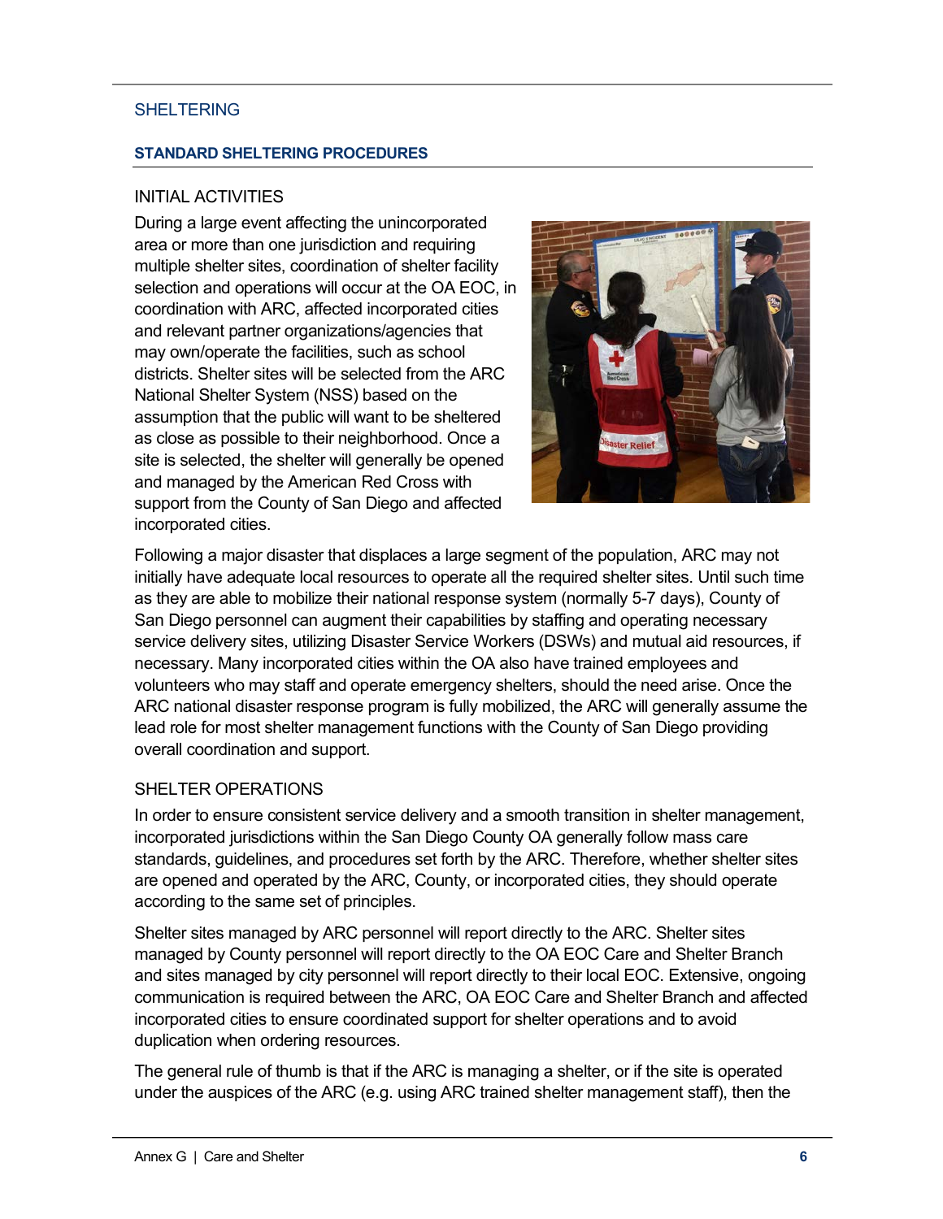## SHELTERING

### STANDARD SHELTERING PROCEDURES

#### INITIAL ACTIVITIES

During a large event affecting the unincorporated area or more than one jurisdiction and requiring multiple shelter sites, coordination of shelter facility selection and operations will occur at the OA EOC, in coordination with ARC, affected incorporated cities and relevant partner organizations/agencies that may own/operate the facilities, such as school districts. Shelter sites will be selected from the ARC National Shelter System (NSS) based on the assumption that the public will want to be sheltered as close as possible to their neighborhood. Once a site is selected, the shelter will generally be opened and managed by the American Red Cross with support from the County of San Diego and affected incorporated cities.

Following a major disaster that displaces a large segment of the population, ARC may not initially have adequate local resources to operate all the required shelter sites. Until such time as they are able to mobilize their national response system (normally 5-7 days), County of San Diego personnel can augment their capabilities by staffing and operating necessary service delivery sites, utilizing Disaster Service Workers (DSWs) and mutual aid resources, if necessary. Many incorporated cities within the OA also have trained employees and volunteers who may staff and operate emergency shelters, should the need arise. Once the ARC national disaster response program is fully mobilized, the ARC will generally assume the lead role for most shelter management functions with the County of San Diego providing overall coordination and support.

#### SHELTER OPERATIONS

In order to ensure consistent service delivery and a smooth transition in shelter management, incorporated jurisdictions within the San Diego County OA generally follow mass care standards, guidelines, and procedures set forth by the ARC. Therefore, whether shelter sites are opened and operated by the ARC, County, or incorporated cities, they should operate according to the same set of principles.

Shelter sites managed by ARC personnel will report directly to the ARC. Shelter sites managed by County personnel will report directly to the OA EOC Care and Shelter Branch and sites managed by city personnel will report directly to their local EOC. Extensive, ongoing communication is required between the ARC, OA EOC Care and Shelter Branch and affected incorporated cities to ensure coordinated support for shelter operations and to avoid duplication when ordering resources.

The general rule of thumb is that if the ARC is managing a shelter, or if the site is operated under the auspices of the ARC (e.g. using ARC trained shelter management staff), then the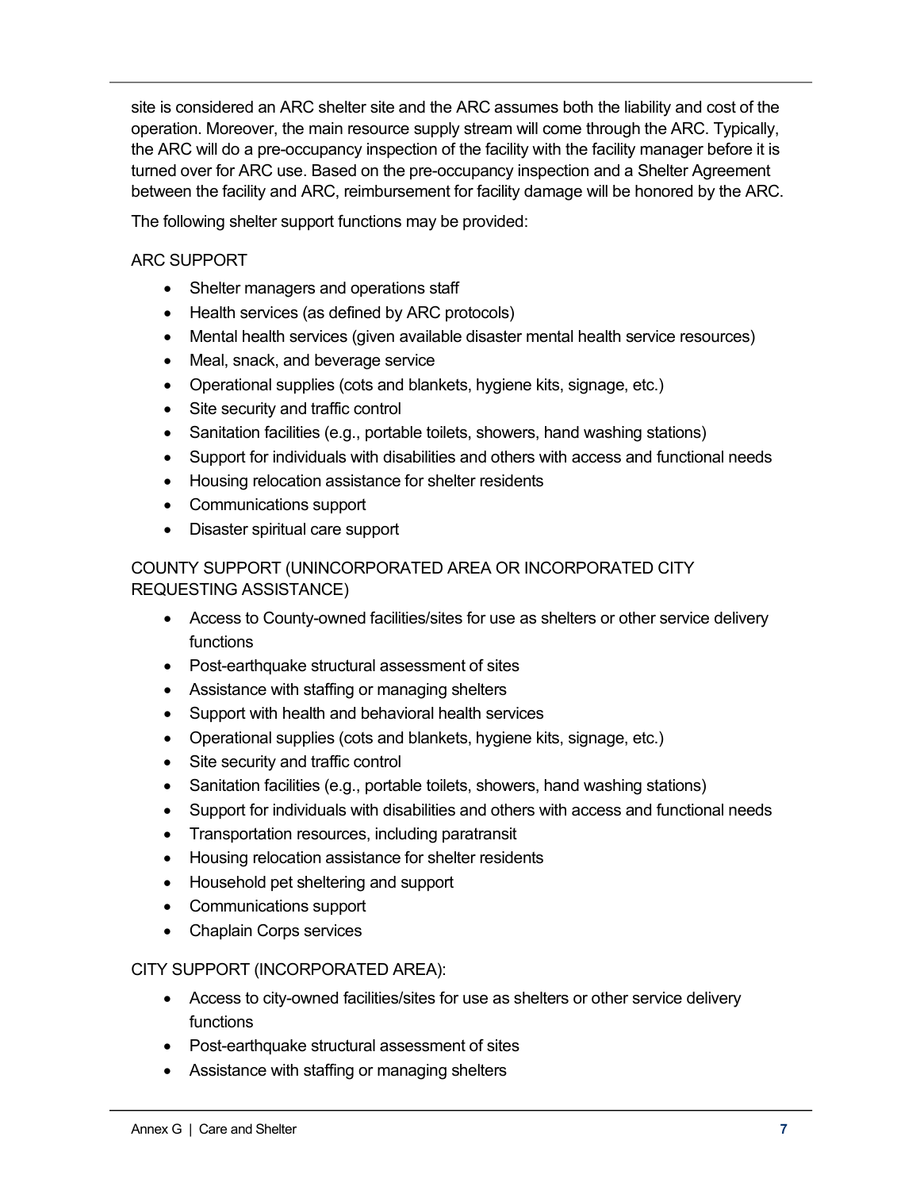site is considered an ARC shelter site and the ARC assumes both the liability and cost of the operation. Moreover, the main resource supply stream will come through the ARC. Typically, the ARC will do a pre-occupancy inspection of the facility with the facility manager before it is turned over for ARC use. Based on the pre-occupancy inspection and a Shelter Agreement between the facility and ARC, reimbursement for facility damage will be honored by the ARC.

The following shelter support functions may be provided:

ARC SUPPORT

- Shelter managers and operations staff
- Health services (as defined by ARC protocols)
- Mental health services (given available disaster mental health service resources)
- Meal, snack, and beverage service
- Operational supplies (cots and blankets, hygiene kits, signage, etc.)
- Site security and traffic control
- Sanitation facilities (e.g., portable toilets, showers, hand washing stations)
- Support for individuals with disabilities and others with access and functional needs
- Housing relocation assistance for shelter residents
- Communications support
- Disaster spiritual care support

COUNTY SUPPORT (UNINCORPORATED AREA OR INCORPORATED CITY REQUESTING ASSISTANCE)

- Access to County-owned facilities/sites for use as shelters or other service delivery functions
- Post-earthquake structural assessment of sites
- Assistance with staffing or managing shelters
- Support with health and behavioral health services
- Operational supplies (cots and blankets, hygiene kits, signage, etc.)
- Site security and traffic control
- Sanitation facilities (e.g., portable toilets, showers, hand washing stations)
- Support for individuals with disabilities and others with access and functional needs
- Transportation resources, including paratransit
- Housing relocation assistance for shelter residents
- Household pet sheltering and support
- Communications support
- Chaplain Corps services

CITY SUPPORT (INCORPORATED AREA):

- Access to city-owned facilities/sites for use as shelters or other service delivery functions
- Post-earthquake structural assessment of sites
- Assistance with staffing or managing shelters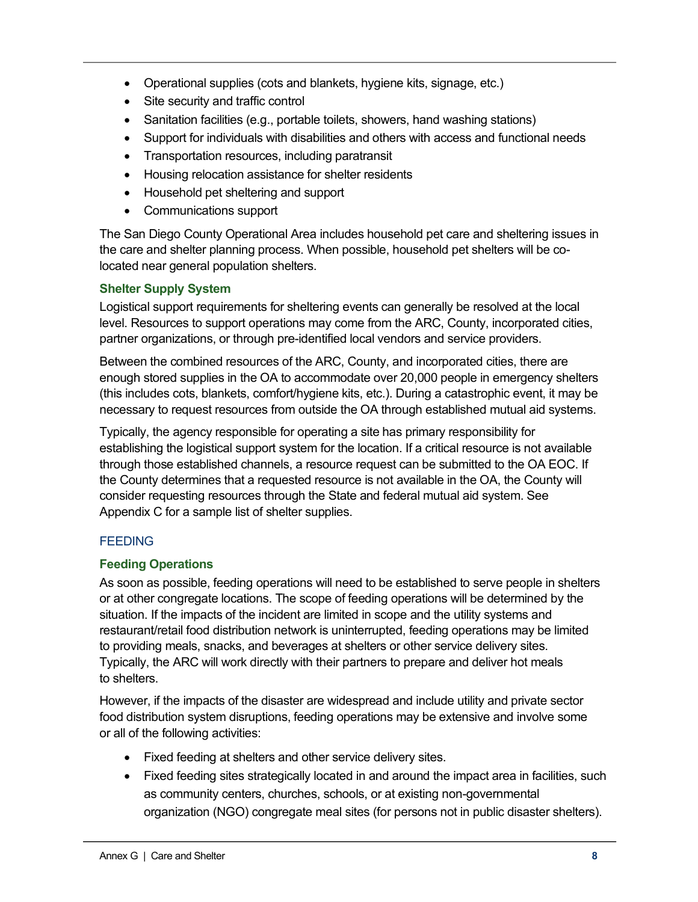- Operational supplies (cots and blankets, hygiene kits, signage, etc.)
- Site security and traffic control
- Sanitation facilities (e.g., portable toilets, showers, hand washing stations)
- Support for individuals with disabilities and others with access and functional needs
- Transportation resources, including paratransit
- Housing relocation assistance for shelter residents
- Household pet sheltering and support
- Communications support

The San Diego County Operational Area includes household pet care and sheltering issues in the care and shelter planning process. When possible, household pet shelters will be co-located near general population shelters.

#### Shelter Supply System

Logistical support requirements for sheltering events can generally be resolved at the local level. Resources to support operations may come from the ARC, County, incorporated cities, partner organizations, or through pre-identified local vendors and service providers.

Between the combined resources of the ARC, County, and incorporated cities, there are enough stored supplies in the OA to accommodate over 20,000 people in emergency shelters (this includes cots, blankets, comfort/hygiene kits, etc.). During a catastrophic event, it may be necessary to request resources from outside the OA through established mutual aid systems.

Typically, the agency responsible for operating a site has primary responsibility for establishing the logistical support system for the location. If a critical resource is not available through those established channels, a resource request can be submitted to the OA EOC. If the County determines that a requested resource is not available in the OA, the County will consider requesting resources through the State and federal mutual aid system. See Appendix C for a sample list of shelter supplies.

### FEEDING

#### Feeding Operations

As soon as possible, feeding operations will need to be established to serve people in shelters or at other congregate locations. The scope of feeding operations will be determined by the situation. If the impacts of the incident are limited in scope and the utility systems and restaurant/retail food distribution network is uninterrupted, feeding operations may be limited to providing meals, snacks, and beverages at shelters or other service delivery sites. Typically, the ARC will work directly with their partners to prepare and deliver hot meals to shelters.

However, if the impacts of the disaster are widespread and include utility and private sector food distribution system disruptions, feeding operations may be extensive and involve some or all of the following activities:

- Fixed feeding at shelters and other service delivery sites.
- Fixed feeding sites strategically located in and around the impact area in facilities, such as community centers, churches, schools, or at existing non-governmental organization (NGO) congregate meal sites (for persons not in public disaster shelters).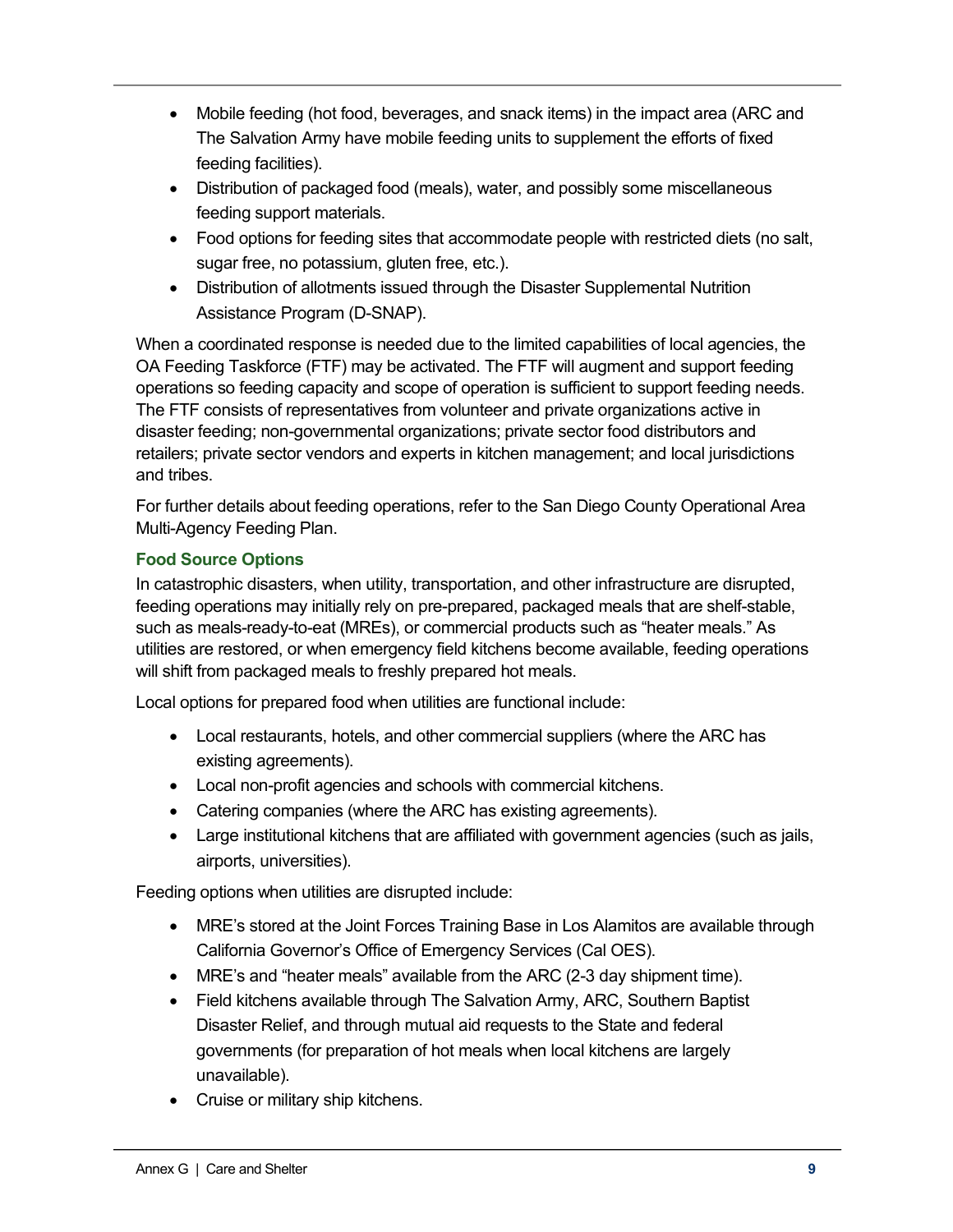- Mobile feeding (hot food, beverages, and snack items) in the impact area (ARC and The Salvation Army have mobile feeding units to supplement the efforts of fixed feeding facilities).
- Distribution of packaged food (meals), water, and possibly some miscellaneous feeding support materials.
- Food options for feeding sites that accommodate people with restricted diets (no salt, sugar free, no potassium, gluten free, etc.).
- Distribution of allotments issued through the Disaster Supplemental Nutrition Assistance Program (D-SNAP).

When a coordinated response is needed due to the limited capabilities of local agencies, the OA Feeding Taskforce (FTF) may be activated. The FTF will augment and support feeding operations so feeding capacity and scope of operation is sufficient to support feeding needs. The FTF consists of representatives from volunteer and private organizations active in disaster feeding; non-governmental organizations; private sector food distributors and retailers; private sector vendors and experts in kitchen management; and local jurisdictions and tribes.

For further details about feeding operations, refer to the San Diego County Operational Area Multi-Agency Feeding Plan.

### Food Source Options

In catastrophic disasters, when utility, transportation, and other infrastructure are disrupted, feeding operations may initially rely on pre-prepared, packaged meals that are shelf-stable, such as meals-ready-to-eat (MREs), or commercial products such as "heater meals." As utilities are restored, or when emergency field kitchens become available, feeding operations will shift from packaged meals to freshly prepared hot meals.

Local options for prepared food when utilities are functional include:

- Local restaurants, hotels, and other commercial suppliers (where the ARC has existing agreements).
- Local non-profit agencies and schools with commercial kitchens.
- Catering companies (where the ARC has existing agreements).
- Large institutional kitchens that are affiliated with government agencies (such as jails, airports, universities).

Feeding options when utilities are disrupted include:

- MRE's stored at the Joint Forces Training Base in Los Alamitos are available through California Governor's Office of Emergency Services (Cal OES).
- MRE's and "heater meals" available from the ARC (2-3 day shipment time).
- Field kitchens available through The Salvation Army, ARC, Southern Baptist Disaster Relief, and through mutual aid requests to the State and federal governments (for preparation of hot meals when local kitchens are largely unavailable).
- Cruise or military ship kitchens.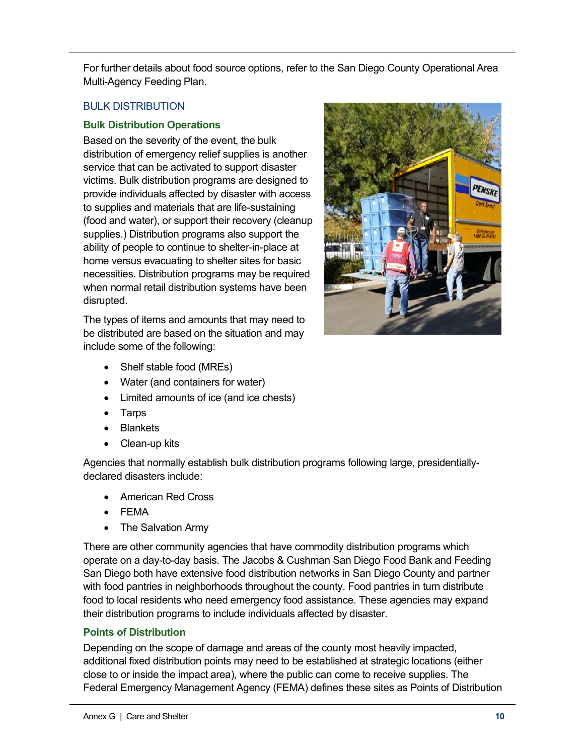For further details about food source options, refer to the San Diego County Operational Area Multi-Agency Feeding Plan.

## BULK DISTRIBUTION

### Bulk Distribution Operations

Based on the severity of the event, the bulk distribution of emergency relief supplies is another service that can be activated to support disaster victims. Bulk distribution programs are designed to provide individuals affected by disaster with access to supplies and materials that are life-sustaining (food and water), or support their recovery (cleanup supplies.) Distribution programs also support the ability of people to continue to shelter-in-place at home versus evacuating to shelter sites for basic necessities. Distribution programs may be required when normal retail distribution systems have been disrupted.

The types of items and amounts that may need to be distributed are based on the situation and may include some of the following:

- Shelf stable food (MREs)
- Water (and containers for water)
- Limited amounts of ice (and ice chests)
- Tarps
- Blankets
- Clean-up kits

Agencies that normally establish bulk distribution programs following large, presidentially-declared disasters include:

- American Red Cross
- FEMA
- The Salvation Army

There are other community agencies that have commodity distribution programs which operate on a day-to-day basis. The Jacobs & Cushman San Diego Food Bank and Feeding San Diego both have extensive food distribution networks in San Diego County and partner with food pantries in neighborhoods throughout the county. Food pantries in turn distribute food to local residents who need emergency food assistance. These agencies may expand their distribution programs to include individuals affected by disaster.

### Points of Distribution

Depending on the scope of damage and areas of the county most heavily impacted, additional fixed distribution points may need to be established at strategic locations (either close to or inside the impact area), where the public can come to receive supplies. The Federal Emergency Management Agency (FEMA) defines these sites as Points of Distribution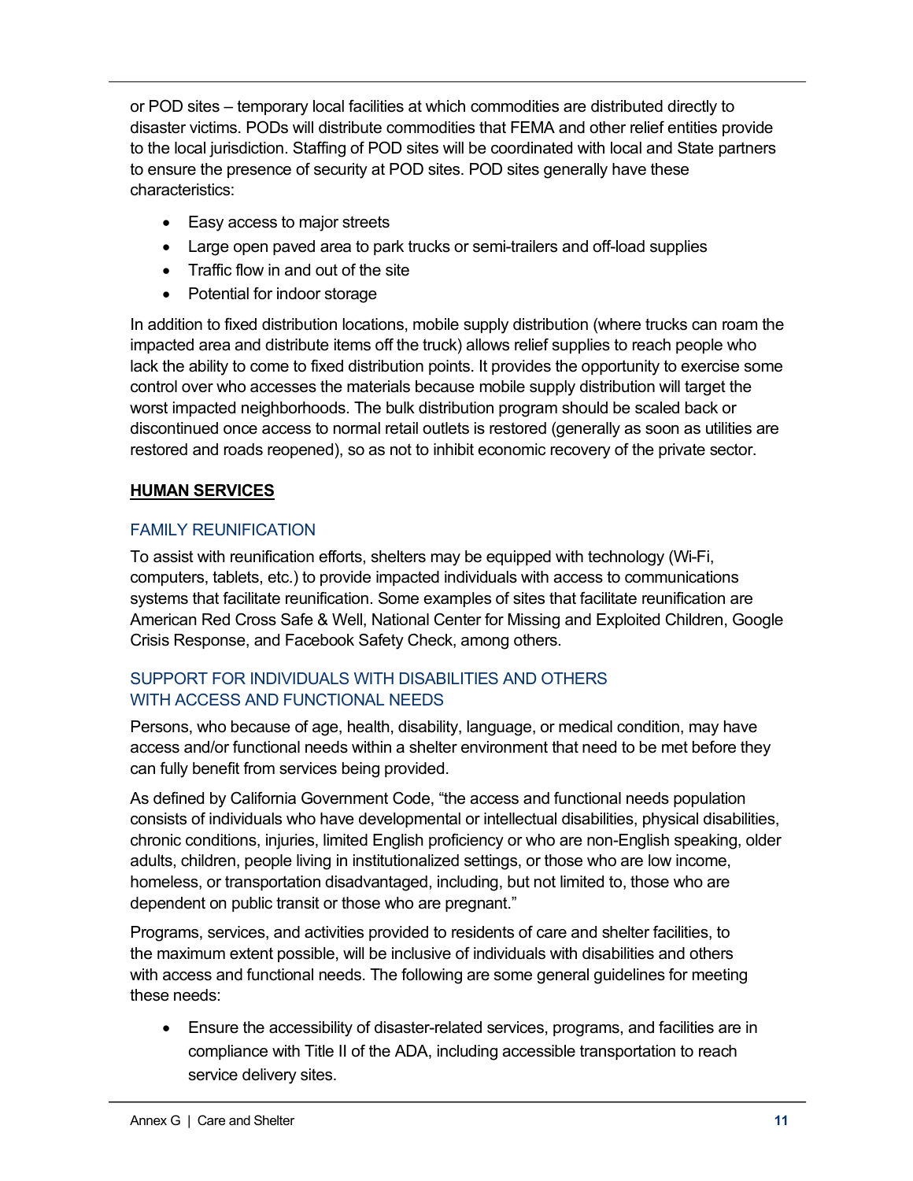or POD sites – temporary local facilities at which commodities are distributed directly to disaster victims. PODs will distribute commodities that FEMA and other relief entities provide to the local jurisdiction. Staffing of POD sites will be coordinated with local and State partners to ensure the presence of security at POD sites. POD sites generally have these characteristics:

- Easy access to major streets
- Large open paved area to park trucks or semi-trailers and off-load supplies
- Traffic flow in and out of the site
- Potential for indoor storage

In addition to fixed distribution locations, mobile supply distribution (where trucks can roam the impacted area and distribute items off the truck) allows relief supplies to reach people who lack the ability to come to fixed distribution points. It provides the opportunity to exercise some control over who accesses the materials because mobile supply distribution will target the worst impacted neighborhoods. The bulk distribution program should be scaled back or discontinued once access to normal retail outlets is restored (generally as soon as utilities are restored and roads reopened), so as not to inhibit economic recovery of the private sector.

## **HUMAN SERVICES**

### FAMILY REUNIFICATION

To assist with reunification efforts, shelters may be equipped with technology (Wi-Fi, computers, tablets, etc.) to provide impacted individuals with access to communications systems that facilitate reunification. Some examples of sites that facilitate reunification are American Red Cross Safe & Well, National Center for Missing and Exploited Children, Google Crisis Response, and Facebook Safety Check, among others.

### SUPPORT FOR INDIVIDUALS WITH DISABILITIES AND OTHERS WITH ACCESS AND FUNCTIONAL NEEDS

Persons, who because of age, health, disability, language, or medical condition, may have access and/or functional needs within a shelter environment that need to be met before they can fully benefit from services being provided.

As defined by California Government Code, "the access and functional needs population consists of individuals who have developmental or intellectual disabilities, physical disabilities, chronic conditions, injuries, limited English proficiency or who are non-English speaking, older adults, children, people living in institutionalized settings, or those who are low income, homeless, or transportation disadvantaged, including, but not limited to, those who are dependent on public transit or those who are pregnant."

Programs, services, and activities provided to residents of care and shelter facilities, to the maximum extent possible, will be inclusive of individuals with disabilities and others with access and functional needs. The following are some general guidelines for meeting these needs:

- Ensure the accessibility of disaster-related services, programs, and facilities are in compliance with Title II of the ADA, including accessible transportation to reach service delivery sites.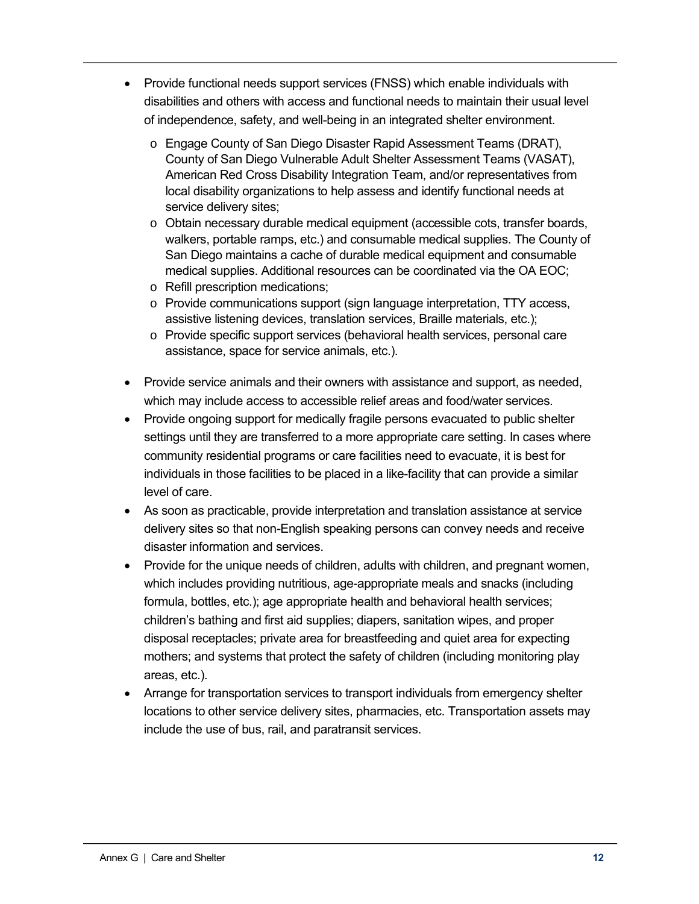- Provide functional needs support services (FNSS) which enable individuals with disabilities and others with access and functional needs to maintain their usual level of independence, safety, and well-being in an integrated shelter environment.
  - Engage County of San Diego Disaster Rapid Assessment Teams (DRAT), County of San Diego Vulnerable Adult Shelter Assessment Teams (VASAT), American Red Cross Disability Integration Team, and/or representatives from local disability organizations to help assess and identify functional needs at service delivery sites;
  - Obtain necessary durable medical equipment (accessible cots, transfer boards, walkers, portable ramps, etc.) and consumable medical supplies. The County of San Diego maintains a cache of durable medical equipment and consumable medical supplies. Additional resources can be coordinated via the OA EOC;
  - Refill prescription medications;
  - Provide communications support (sign language interpretation, TTY access, assistive listening devices, translation services, Braille materials, etc.);
  - Provide specific support services (behavioral health services, personal care assistance, space for service animals, etc.).
- Provide service animals and their owners with assistance and support, as needed, which may include access to accessible relief areas and food/water services.
- Provide ongoing support for medically fragile persons evacuated to public shelter settings until they are transferred to a more appropriate care setting. In cases where community residential programs or care facilities need to evacuate, it is best for individuals in those facilities to be placed in a like-facility that can provide a similar level of care.
- As soon as practicable, provide interpretation and translation assistance at service delivery sites so that non-English speaking persons can convey needs and receive disaster information and services.
- Provide for the unique needs of children, adults with children, and pregnant women, which includes providing nutritious, age-appropriate meals and snacks (including formula, bottles, etc.); age appropriate health and behavioral health services; children's bathing and first aid supplies; diapers, sanitation wipes, and proper disposal receptacles; private area for breastfeeding and quiet area for expecting mothers; and systems that protect the safety of children (including monitoring play areas, etc.).
- Arrange for transportation services to transport individuals from emergency shelter locations to other service delivery sites, pharmacies, etc. Transportation assets may include the use of bus, rail, and paratransit services.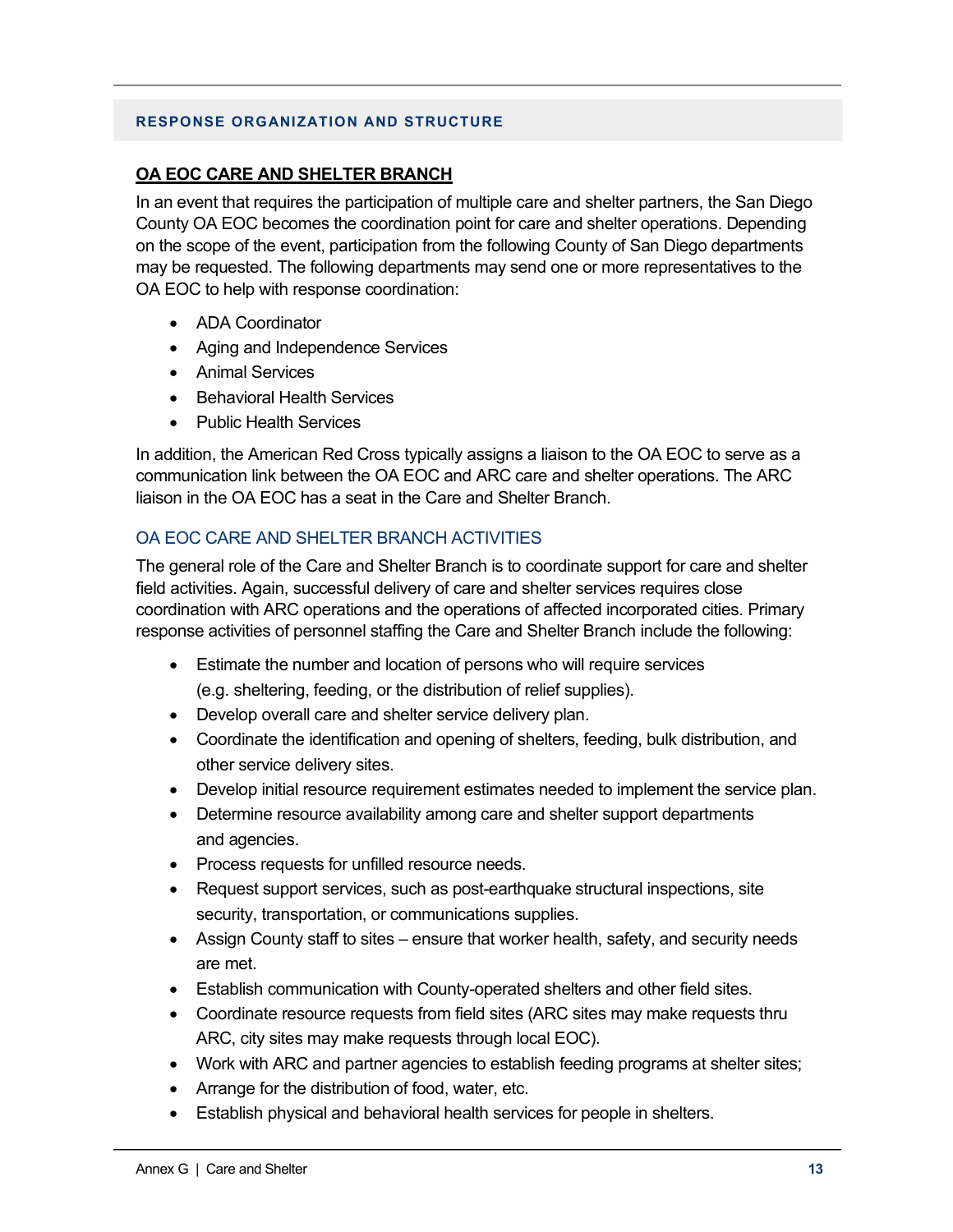## RESPONSE ORGANIZATION AND STRUCTURE

### OA EOC CARE AND SHELTER BRANCH

In an event that requires the participation of multiple care and shelter partners, the San Diego County OA EOC becomes the coordination point for care and shelter operations. Depending on the scope of the event, participation from the following County of San Diego departments may be requested. The following departments may send one or more representatives to the OA EOC to help with response coordination:

- ADA Coordinator
- Aging and Independence Services
- Animal Services
- Behavioral Health Services
- Public Health Services

In addition, the American Red Cross typically assigns a liaison to the OA EOC to serve as a communication link between the OA EOC and ARC care and shelter operations. The ARC liaison in the OA EOC has a seat in the Care and Shelter Branch.

#### OA EOC CARE AND SHELTER BRANCH ACTIVITIES

The general role of the Care and Shelter Branch is to coordinate support for care and shelter field activities. Again, successful delivery of care and shelter services requires close coordination with ARC operations and the operations of affected incorporated cities. Primary response activities of personnel staffing the Care and Shelter Branch include the following:

- Estimate the number and location of persons who will require services (e.g. sheltering, feeding, or the distribution of relief supplies).
- Develop overall care and shelter service delivery plan.
- Coordinate the identification and opening of shelters, feeding, bulk distribution, and other service delivery sites.
- Develop initial resource requirement estimates needed to implement the service plan.
- Determine resource availability among care and shelter support departments and agencies.
- Process requests for unfilled resource needs.
- Request support services, such as post-earthquake structural inspections, site security, transportation, or communications supplies.
- Assign County staff to sites – ensure that worker health, safety, and security needs are met.
- Establish communication with County-operated shelters and other field sites.
- Coordinate resource requests from field sites (ARC sites may make requests thru ARC, city sites may make requests through local EOC).
- Work with ARC and partner agencies to establish feeding programs at shelter sites;
- Arrange for the distribution of food, water, etc.
- Establish physical and behavioral health services for people in shelters.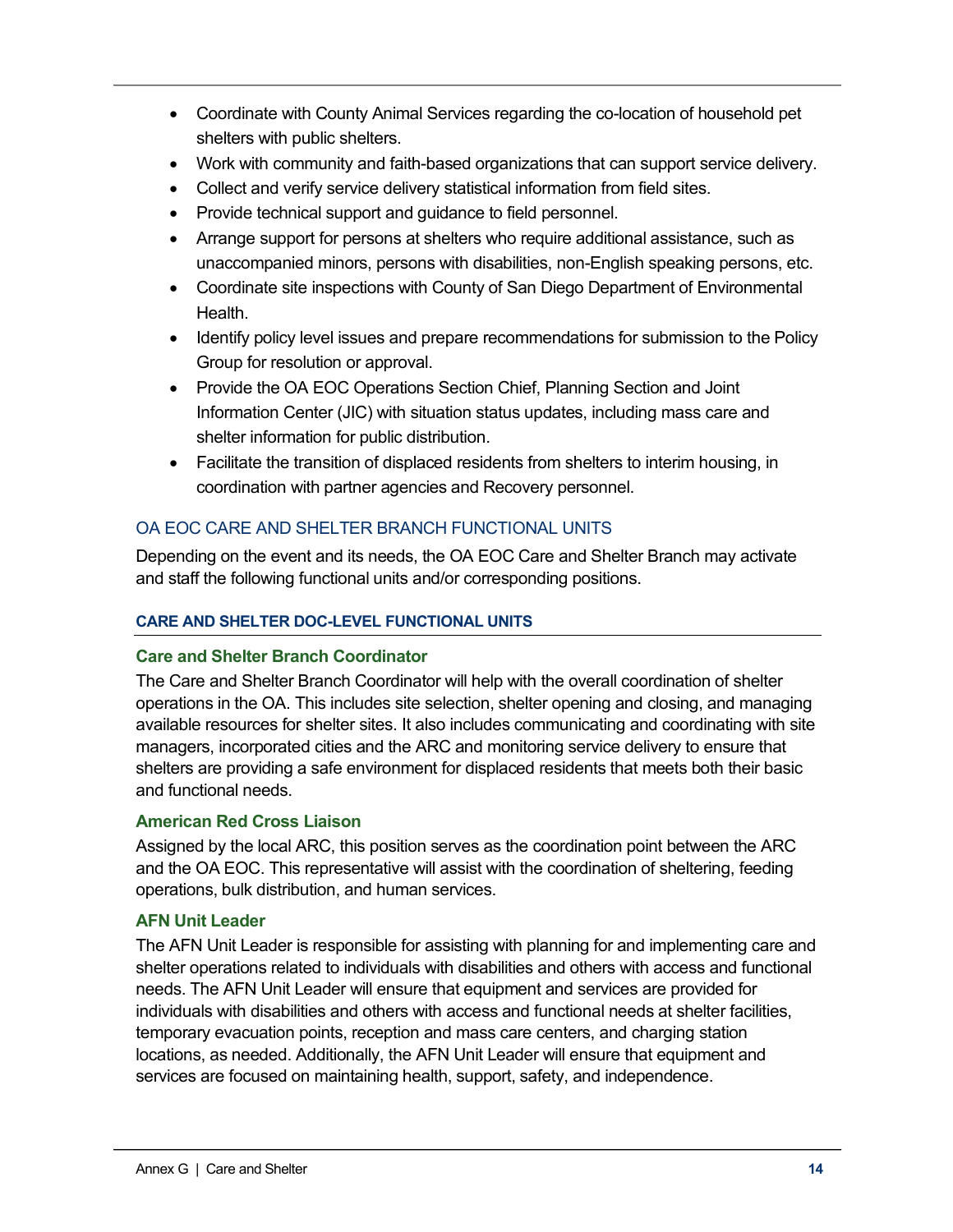- Coordinate with County Animal Services regarding the co-location of household pet shelters with public shelters.
- Work with community and faith-based organizations that can support service delivery.
- Collect and verify service delivery statistical information from field sites.
- Provide technical support and guidance to field personnel.
- Arrange support for persons at shelters who require additional assistance, such as unaccompanied minors, persons with disabilities, non-English speaking persons, etc.
- Coordinate site inspections with County of San Diego Department of Environmental Health.
- Identify policy level issues and prepare recommendations for submission to the Policy Group for resolution or approval.
- Provide the OA EOC Operations Section Chief, Planning Section and Joint Information Center (JIC) with situation status updates, including mass care and shelter information for public distribution.
- Facilitate the transition of displaced residents from shelters to interim housing, in coordination with partner agencies and Recovery personnel.

## OA EOC CARE AND SHELTER BRANCH FUNCTIONAL UNITS

Depending on the event and its needs, the OA EOC Care and Shelter Branch may activate and staff the following functional units and/or corresponding positions.

### CARE AND SHELTER DOC-LEVEL FUNCTIONAL UNITS

#### Care and Shelter Branch Coordinator

The Care and Shelter Branch Coordinator will help with the overall coordination of shelter operations in the OA. This includes site selection, shelter opening and closing, and managing available resources for shelter sites. It also includes communicating and coordinating with site managers, incorporated cities and the ARC and monitoring service delivery to ensure that shelters are providing a safe environment for displaced residents that meets both their basic and functional needs.

#### American Red Cross Liaison

Assigned by the local ARC, this position serves as the coordination point between the ARC and the OA EOC. This representative will assist with the coordination of sheltering, feeding operations, bulk distribution, and human services.

#### AFN Unit Leader

The AFN Unit Leader is responsible for assisting with planning for and implementing care and shelter operations related to individuals with disabilities and others with access and functional needs. The AFN Unit Leader will ensure that equipment and services are provided for individuals with disabilities and others with access and functional needs at shelter facilities, temporary evacuation points, reception and mass care centers, and charging station locations, as needed. Additionally, the AFN Unit Leader will ensure that equipment and services are focused on maintaining health, support, safety, and independence.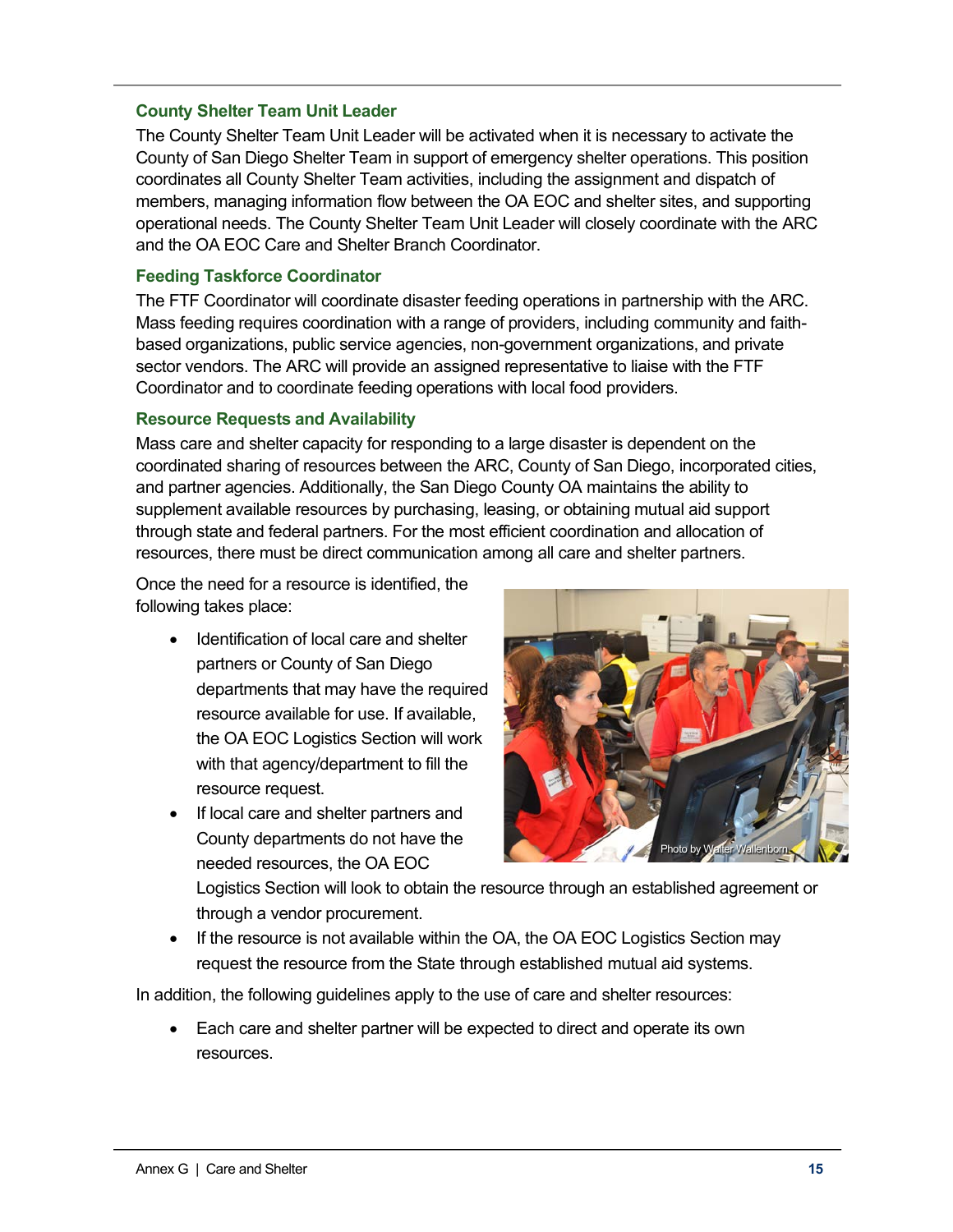### County Shelter Team Unit Leader

The County Shelter Team Unit Leader will be activated when it is necessary to activate the County of San Diego Shelter Team in support of emergency shelter operations. This position coordinates all County Shelter Team activities, including the assignment and dispatch of members, managing information flow between the OA EOC and shelter sites, and supporting operational needs. The County Shelter Team Unit Leader will closely coordinate with the ARC and the OA EOC Care and Shelter Branch Coordinator.

### Feeding Taskforce Coordinator

The FTF Coordinator will coordinate disaster feeding operations in partnership with the ARC. Mass feeding requires coordination with a range of providers, including community and faith-based organizations, public service agencies, non-government organizations, and private sector vendors. The ARC will provide an assigned representative to liaise with the FTF Coordinator and to coordinate feeding operations with local food providers.

### Resource Requests and Availability

Mass care and shelter capacity for responding to a large disaster is dependent on the coordinated sharing of resources between the ARC, County of San Diego, incorporated cities, and partner agencies. Additionally, the San Diego County OA maintains the ability to supplement available resources by purchasing, leasing, or obtaining mutual aid support through state and federal partners. For the most efficient coordination and allocation of resources, there must be direct communication among all care and shelter partners.

Once the need for a resource is identified, the following takes place:

- Identification of local care and shelter partners or County of San Diego departments that may have the required resource available for use. If available, the OA EOC Logistics Section will work with that agency/department to fill the resource request.
- If local care and shelter partners and County departments do not have the needed resources, the OA EOC Logistics Section will look to obtain the resource through an established agreement or through a vendor procurement.
- If the resource is not available within the OA, the OA EOC Logistics Section may request the resource from the State through established mutual aid systems.

Photo by Walter Wallenborn

In addition, the following guidelines apply to the use of care and shelter resources:

- Each care and shelter partner will be expected to direct and operate its own resources.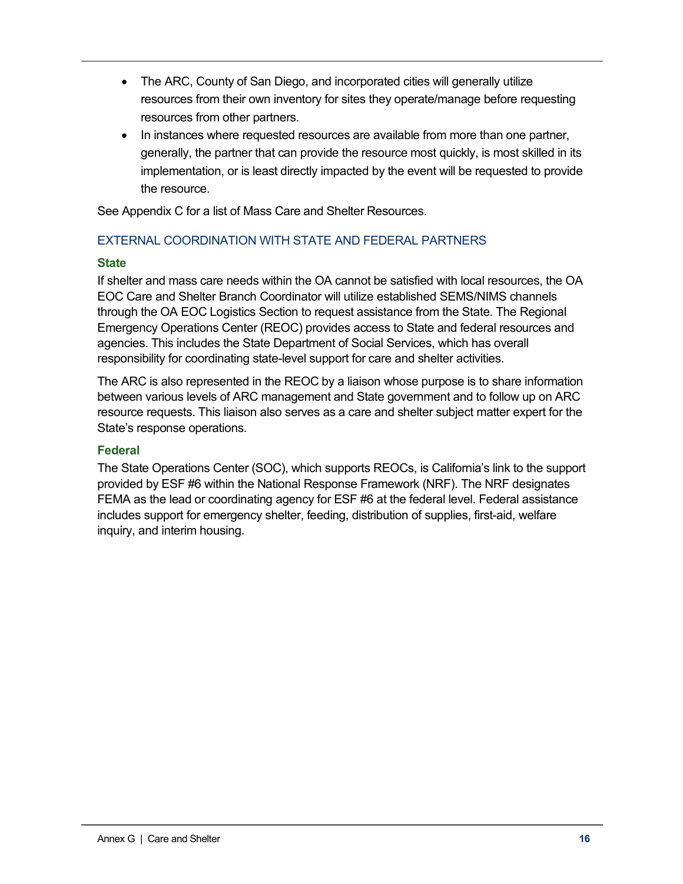- The ARC, County of San Diego, and incorporated cities will generally utilize resources from their own inventory for sites they operate/manage before requesting resources from other partners.
- In instances where requested resources are available from more than one partner, generally, the partner that can provide the resource most quickly, is most skilled in its implementation, or is least directly impacted by the event will be requested to provide the resource.

See Appendix C for a list of Mass Care and Shelter Resources.

## EXTERNAL COORDINATION WITH STATE AND FEDERAL PARTNERS

### State

If shelter and mass care needs within the OA cannot be satisfied with local resources, the OA EOC Care and Shelter Branch Coordinator will utilize established SEMS/NIMS channels through the OA EOC Logistics Section to request assistance from the State. The Regional Emergency Operations Center (REOC) provides access to State and federal resources and agencies. This includes the State Department of Social Services, which has overall responsibility for coordinating state-level support for care and shelter activities.

The ARC is also represented in the REOC by a liaison whose purpose is to share information between various levels of ARC management and State government and to follow up on ARC resource requests. This liaison also serves as a care and shelter subject matter expert for the State's response operations.

### Federal

The State Operations Center (SOC), which supports REOCs, is California's link to the support provided by ESF #6 within the National Response Framework (NRF). The NRF designates FEMA as the lead or coordinating agency for ESF #6 at the federal level. Federal assistance includes support for emergency shelter, feeding, distribution of supplies, first-aid, welfare inquiry, and interim housing.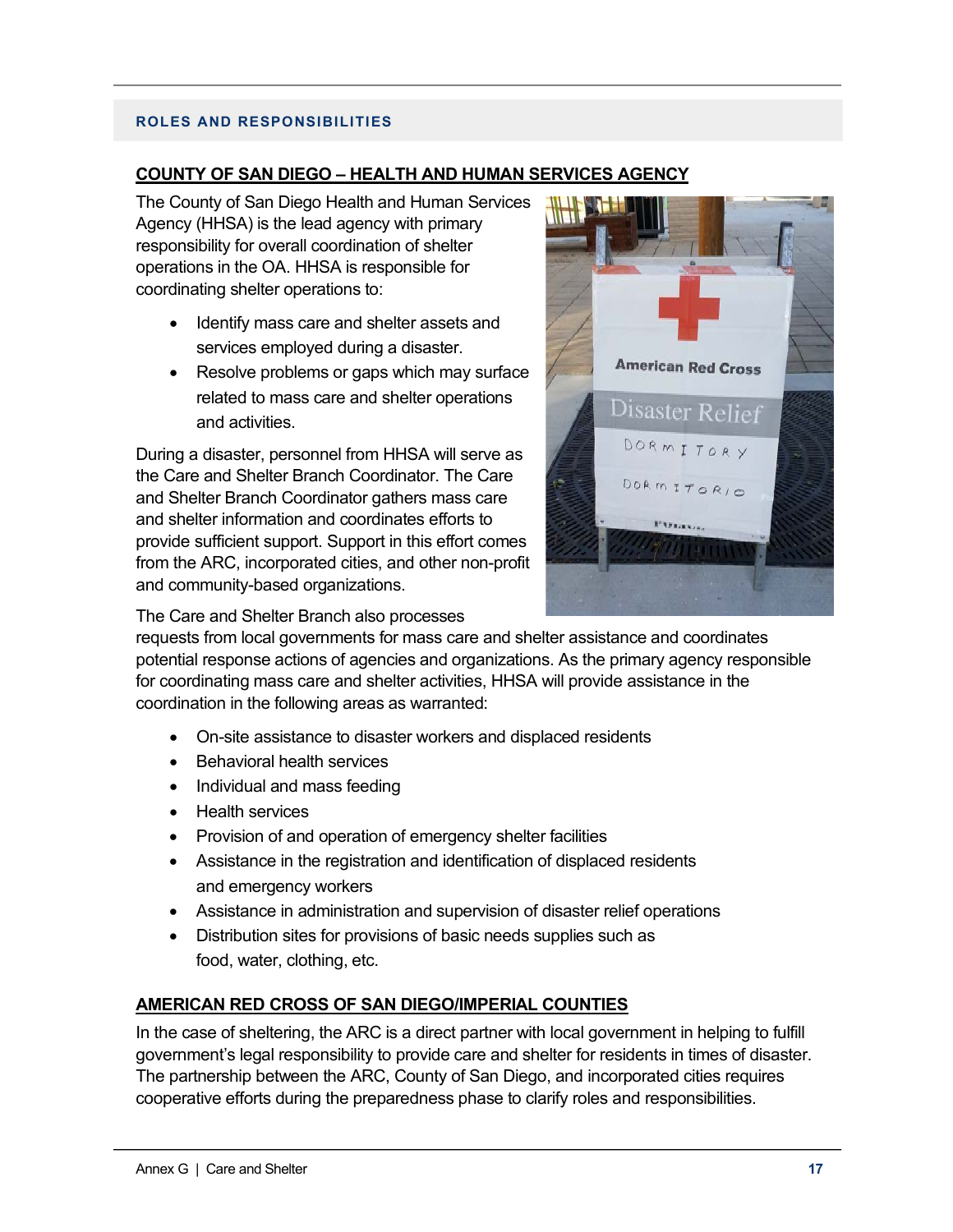## ROLES AND RESPONSIBILITIES

### COUNTY OF SAN DIEGO – HEALTH AND HUMAN SERVICES AGENCY

The County of San Diego Health and Human Services Agency (HHSA) is the lead agency with primary responsibility for overall coordination of shelter operations in the OA. HHSA is responsible for coordinating shelter operations to:

- Identify mass care and shelter assets and services employed during a disaster.
- Resolve problems or gaps which may surface related to mass care and shelter operations and activities.

During a disaster, personnel from HHSA will serve as the Care and Shelter Branch Coordinator. The Care and Shelter Branch Coordinator gathers mass care and shelter information and coordinates efforts to provide sufficient support. Support in this effort comes from the ARC, incorporated cities, and other non-profit and community-based organizations.

The Care and Shelter Branch also processes requests from local governments for mass care and shelter assistance and coordinates potential response actions of agencies and organizations. As the primary agency responsible for coordinating mass care and shelter activities, HHSA will provide assistance in the coordination in the following areas as warranted:

- On-site assistance to disaster workers and displaced residents
- Behavioral health services
- Individual and mass feeding
- Health services
- Provision of and operation of emergency shelter facilities
- Assistance in the registration and identification of displaced residents and emergency workers
- Assistance in administration and supervision of disaster relief operations
- Distribution sites for provisions of basic needs supplies such as food, water, clothing, etc.

### AMERICAN RED CROSS OF SAN DIEGO/IMPERIAL COUNTIES

In the case of sheltering, the ARC is a direct partner with local government in helping to fulfill government's legal responsibility to provide care and shelter for residents in times of disaster. The partnership between the ARC, County of San Diego, and incorporated cities requires cooperative efforts during the preparedness phase to clarify roles and responsibilities.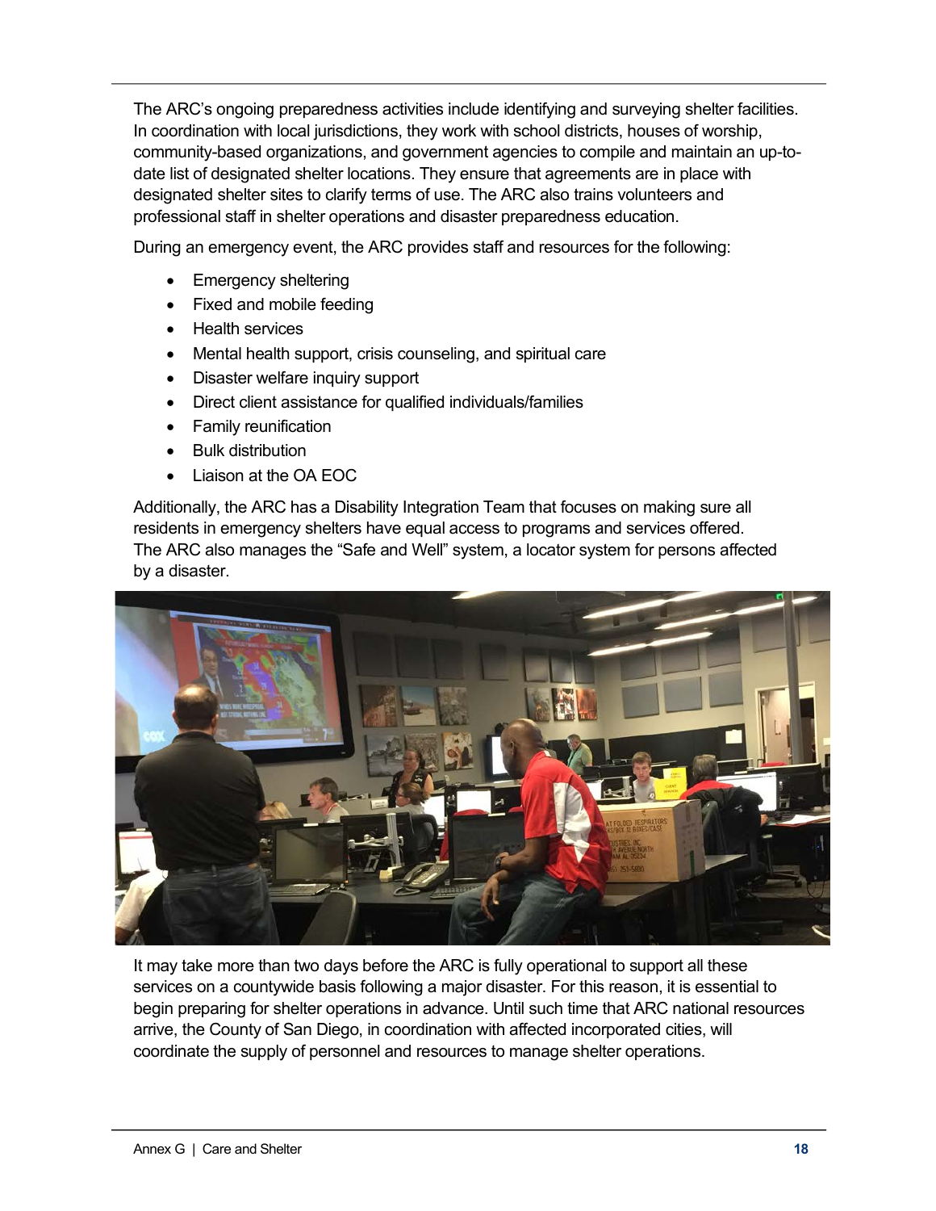The ARC's ongoing preparedness activities include identifying and surveying shelter facilities. In coordination with local jurisdictions, they work with school districts, houses of worship, community-based organizations, and government agencies to compile and maintain an up-to-date list of designated shelter locations. They ensure that agreements are in place with designated shelter sites to clarify terms of use. The ARC also trains volunteers and professional staff in shelter operations and disaster preparedness education.

During an emergency event, the ARC provides staff and resources for the following:

- Emergency sheltering
- Fixed and mobile feeding
- Health services
- Mental health support, crisis counseling, and spiritual care
- Disaster welfare inquiry support
- Direct client assistance for qualified individuals/families
- Family reunification
- Bulk distribution
- Liaison at the OA EOC

Additionally, the ARC has a Disability Integration Team that focuses on making sure all residents in emergency shelters have equal access to programs and services offered. The ARC also manages the "Safe and Well" system, a locator system for persons affected by a disaster.

It may take more than two days before the ARC is fully operational to support all these services on a countywide basis following a major disaster. For this reason, it is essential to begin preparing for shelter operations in advance. Until such time that ARC national resources arrive, the County of San Diego, in coordination with affected incorporated cities, will coordinate the supply of personnel and resources to manage shelter operations.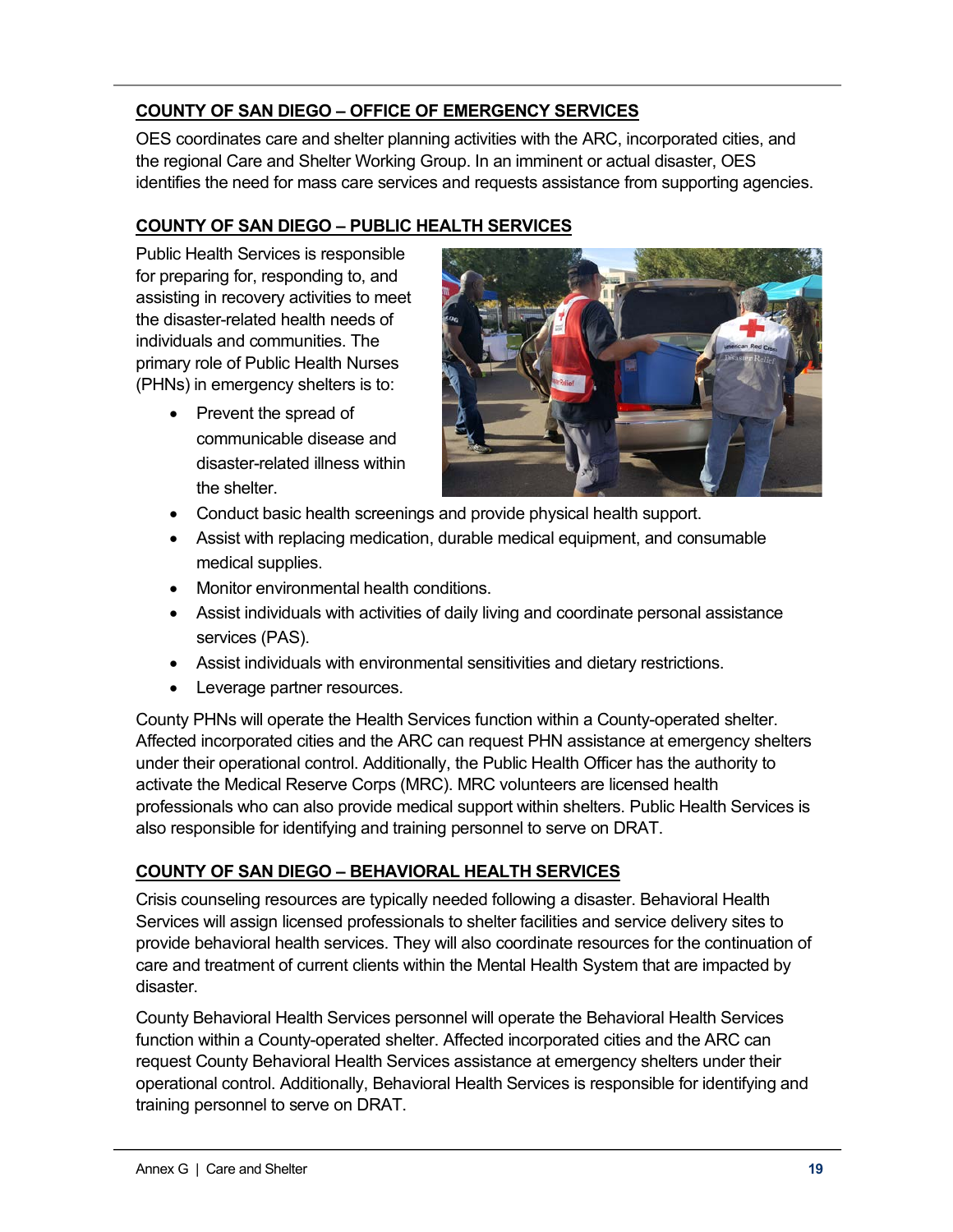## COUNTY OF SAN DIEGO – OFFICE OF EMERGENCY SERVICES

OES coordinates care and shelter planning activities with the ARC, incorporated cities, and the regional Care and Shelter Working Group. In an imminent or actual disaster, OES identifies the need for mass care services and requests assistance from supporting agencies.

## COUNTY OF SAN DIEGO – PUBLIC HEALTH SERVICES

Public Health Services is responsible for preparing for, responding to, and assisting in recovery activities to meet the disaster-related health needs of individuals and communities. The primary role of Public Health Nurses (PHNs) in emergency shelters is to:

- Prevent the spread of communicable disease and disaster-related illness within the shelter.
- Conduct basic health screenings and provide physical health support.
- Assist with replacing medication, durable medical equipment, and consumable medical supplies.
- Monitor environmental health conditions.
- Assist individuals with activities of daily living and coordinate personal assistance services (PAS).
- Assist individuals with environmental sensitivities and dietary restrictions.
- Leverage partner resources.

County PHNs will operate the Health Services function within a County-operated shelter. Affected incorporated cities and the ARC can request PHN assistance at emergency shelters under their operational control. Additionally, the Public Health Officer has the authority to activate the Medical Reserve Corps (MRC). MRC volunteers are licensed health professionals who can also provide medical support within shelters. Public Health Services is also responsible for identifying and training personnel to serve on DRAT.

## COUNTY OF SAN DIEGO – BEHAVIORAL HEALTH SERVICES

Crisis counseling resources are typically needed following a disaster. Behavioral Health Services will assign licensed professionals to shelter facilities and service delivery sites to provide behavioral health services. They will also coordinate resources for the continuation of care and treatment of current clients within the Mental Health System that are impacted by disaster.

County Behavioral Health Services personnel will operate the Behavioral Health Services function within a County-operated shelter. Affected incorporated cities and the ARC can request County Behavioral Health Services assistance at emergency shelters under their operational control. Additionally, Behavioral Health Services is responsible for identifying and training personnel to serve on DRAT.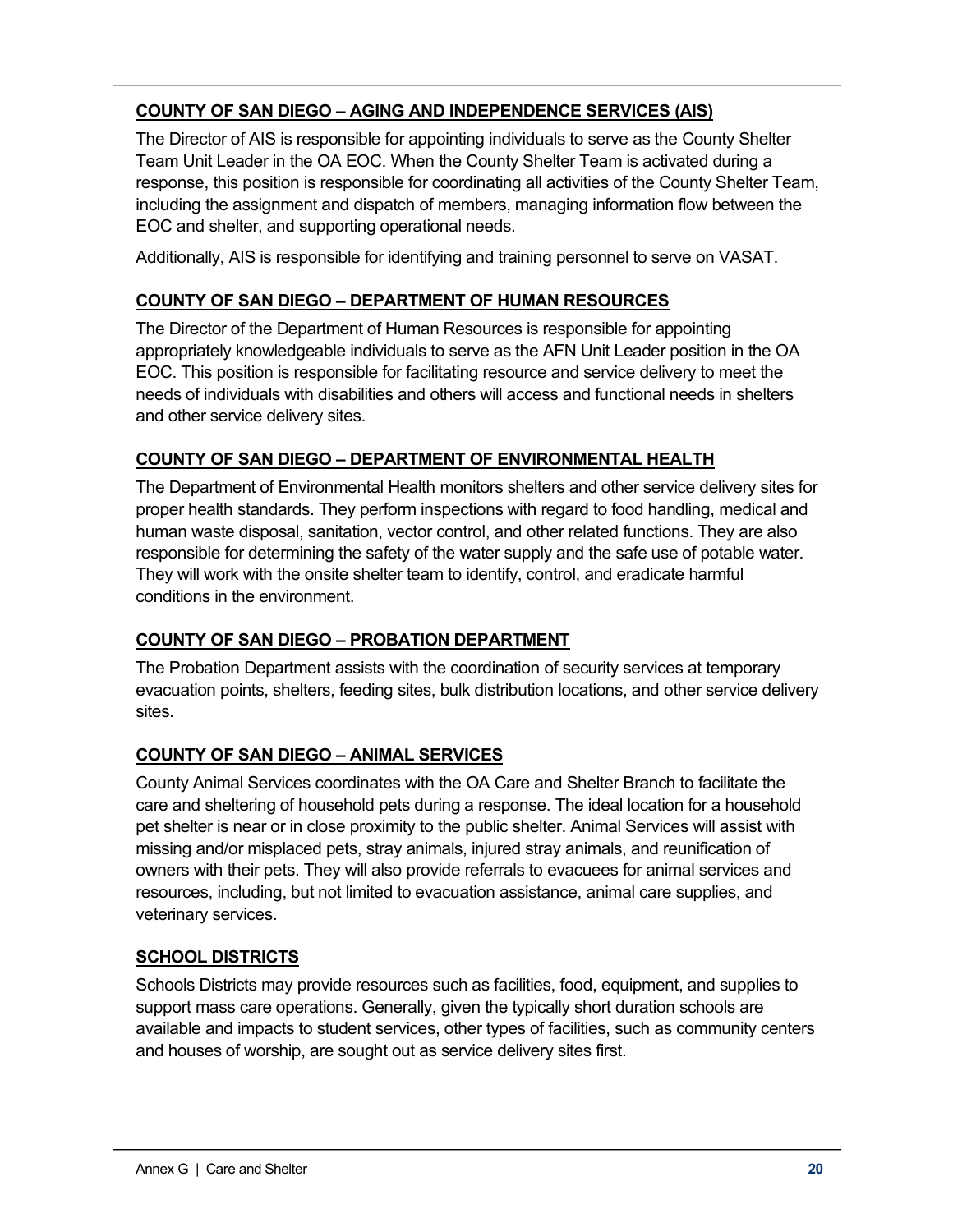### COUNTY OF SAN DIEGO – AGING AND INDEPENDENCE SERVICES (AIS)

The Director of AIS is responsible for appointing individuals to serve as the County Shelter Team Unit Leader in the OA EOC. When the County Shelter Team is activated during a response, this position is responsible for coordinating all activities of the County Shelter Team, including the assignment and dispatch of members, managing information flow between the EOC and shelter, and supporting operational needs.

Additionally, AIS is responsible for identifying and training personnel to serve on VASAT.

### COUNTY OF SAN DIEGO – DEPARTMENT OF HUMAN RESOURCES

The Director of the Department of Human Resources is responsible for appointing appropriately knowledgeable individuals to serve as the AFN Unit Leader position in the OA EOC. This position is responsible for facilitating resource and service delivery to meet the needs of individuals with disabilities and others will access and functional needs in shelters and other service delivery sites.

### COUNTY OF SAN DIEGO – DEPARTMENT OF ENVIRONMENTAL HEALTH

The Department of Environmental Health monitors shelters and other service delivery sites for proper health standards. They perform inspections with regard to food handling, medical and human waste disposal, sanitation, vector control, and other related functions. They are also responsible for determining the safety of the water supply and the safe use of potable water. They will work with the onsite shelter team to identify, control, and eradicate harmful conditions in the environment.

### COUNTY OF SAN DIEGO – PROBATION DEPARTMENT

The Probation Department assists with the coordination of security services at temporary evacuation points, shelters, feeding sites, bulk distribution locations, and other service delivery sites.

### COUNTY OF SAN DIEGO – ANIMAL SERVICES

County Animal Services coordinates with the OA Care and Shelter Branch to facilitate the care and sheltering of household pets during a response. The ideal location for a household pet shelter is near or in close proximity to the public shelter. Animal Services will assist with missing and/or misplaced pets, stray animals, injured stray animals, and reunification of owners with their pets. They will also provide referrals to evacuees for animal services and resources, including, but not limited to evacuation assistance, animal care supplies, and veterinary services.

### SCHOOL DISTRICTS

Schools Districts may provide resources such as facilities, food, equipment, and supplies to support mass care operations. Generally, given the typically short duration schools are available and impacts to student services, other types of facilities, such as community centers and houses of worship, are sought out as service delivery sites first.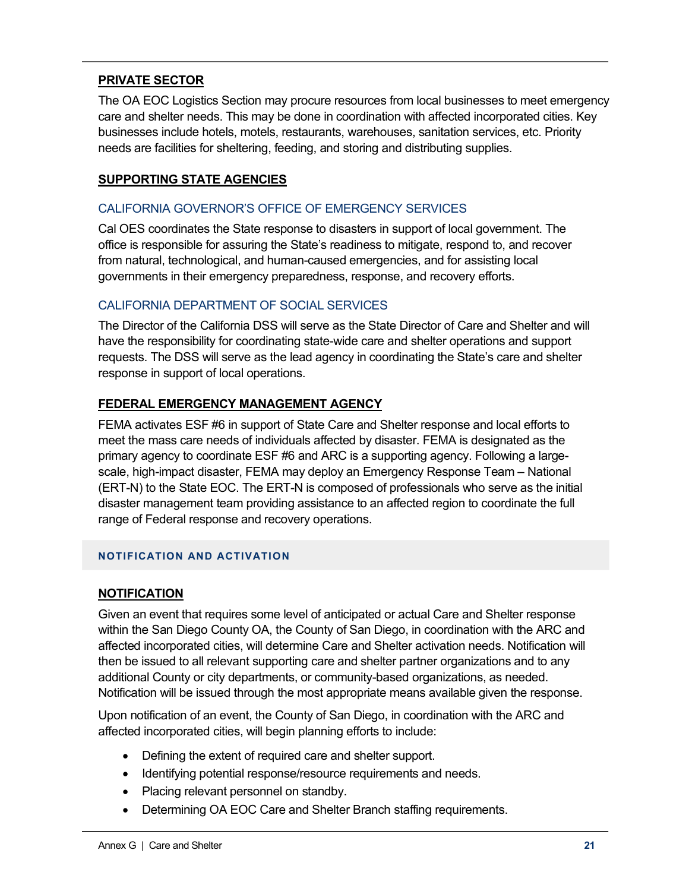## PRIVATE SECTOR

The OA EOC Logistics Section may procure resources from local businesses to meet emergency care and shelter needs. This may be done in coordination with affected incorporated cities. Key businesses include hotels, motels, restaurants, warehouses, sanitation services, etc. Priority needs are facilities for sheltering, feeding, and storing and distributing supplies.

## SUPPORTING STATE AGENCIES

### CALIFORNIA GOVERNOR'S OFFICE OF EMERGENCY SERVICES

Cal OES coordinates the State response to disasters in support of local government. The office is responsible for assuring the State's readiness to mitigate, respond to, and recover from natural, technological, and human-caused emergencies, and for assisting local governments in their emergency preparedness, response, and recovery efforts.

### CALIFORNIA DEPARTMENT OF SOCIAL SERVICES

The Director of the California DSS will serve as the State Director of Care and Shelter and will have the responsibility for coordinating state-wide care and shelter operations and support requests. The DSS will serve as the lead agency in coordinating the State's care and shelter response in support of local operations.

## FEDERAL EMERGENCY MANAGEMENT AGENCY

FEMA activates ESF #6 in support of State Care and Shelter response and local efforts to meet the mass care needs of individuals affected by disaster. FEMA is designated as the primary agency to coordinate ESF #6 and ARC is a supporting agency. Following a large-scale, high-impact disaster, FEMA may deploy an Emergency Response Team – National (ERT-N) to the State EOC. The ERT-N is composed of professionals who serve as the initial disaster management team providing assistance to an affected region to coordinate the full range of Federal response and recovery operations.

# NOTIFICATION AND ACTIVATION

## NOTIFICATION

Given an event that requires some level of anticipated or actual Care and Shelter response within the San Diego County OA, the County of San Diego, in coordination with the ARC and affected incorporated cities, will determine Care and Shelter activation needs. Notification will then be issued to all relevant supporting care and shelter partner organizations and to any additional County or city departments, or community-based organizations, as needed. Notification will be issued through the most appropriate means available given the response.

Upon notification of an event, the County of San Diego, in coordination with the ARC and affected incorporated cities, will begin planning efforts to include:

- Defining the extent of required care and shelter support.
- Identifying potential response/resource requirements and needs.
- Placing relevant personnel on standby.
- Determining OA EOC Care and Shelter Branch staffing requirements.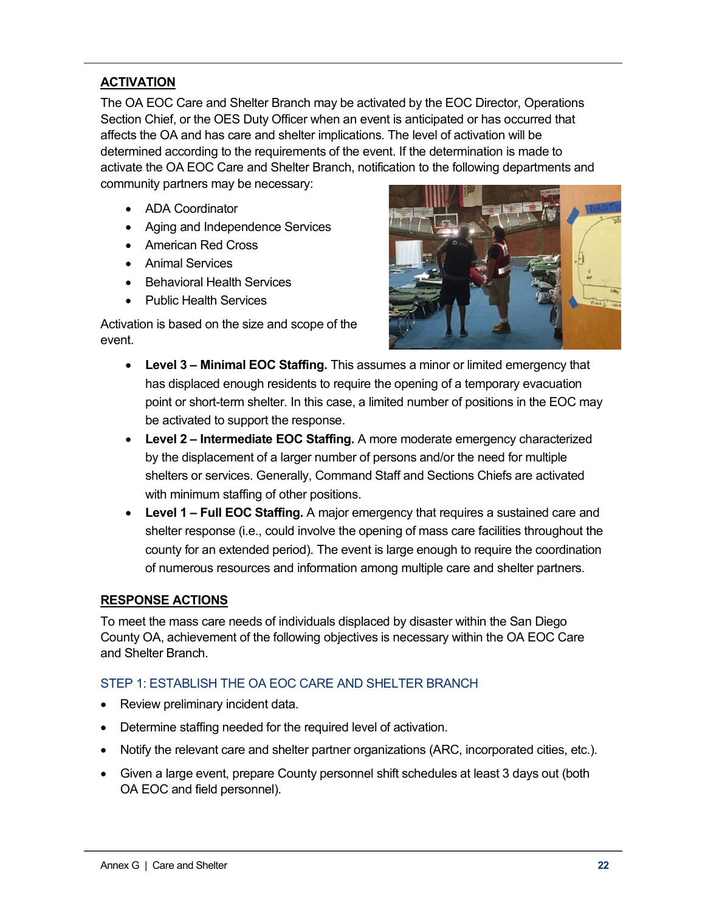## ACTIVATION

The OA EOC Care and Shelter Branch may be activated by the EOC Director, Operations Section Chief, or the OES Duty Officer when an event is anticipated or has occurred that affects the OA and has care and shelter implications. The level of activation will be determined according to the requirements of the event. If the determination is made to activate the OA EOC Care and Shelter Branch, notification to the following departments and community partners may be necessary:

- ADA Coordinator
- Aging and Independence Services
- American Red Cross
- Animal Services
- Behavioral Health Services
- Public Health Services

Activation is based on the size and scope of the event.

- **Level 3 – Minimal EOC Staffing.** This assumes a minor or limited emergency that has displaced enough residents to require the opening of a temporary evacuation point or short-term shelter. In this case, a limited number of positions in the EOC may be activated to support the response.
- **Level 2 – Intermediate EOC Staffing.** A more moderate emergency characterized by the displacement of a larger number of persons and/or the need for multiple shelters or services. Generally, Command Staff and Sections Chiefs are activated with minimum staffing of other positions.
- **Level 1 – Full EOC Staffing.** A major emergency that requires a sustained care and shelter response (i.e., could involve the opening of mass care facilities throughout the county for an extended period). The event is large enough to require the coordination of numerous resources and information among multiple care and shelter partners.

## RESPONSE ACTIONS

To meet the mass care needs of individuals displaced by disaster within the San Diego County OA, achievement of the following objectives is necessary within the OA EOC Care and Shelter Branch.

### STEP 1: ESTABLISH THE OA EOC CARE AND SHELTER BRANCH

- Review preliminary incident data.
- Determine staffing needed for the required level of activation.
- Notify the relevant care and shelter partner organizations (ARC, incorporated cities, etc.).
- Given a large event, prepare County personnel shift schedules at least 3 days out (both OA EOC and field personnel).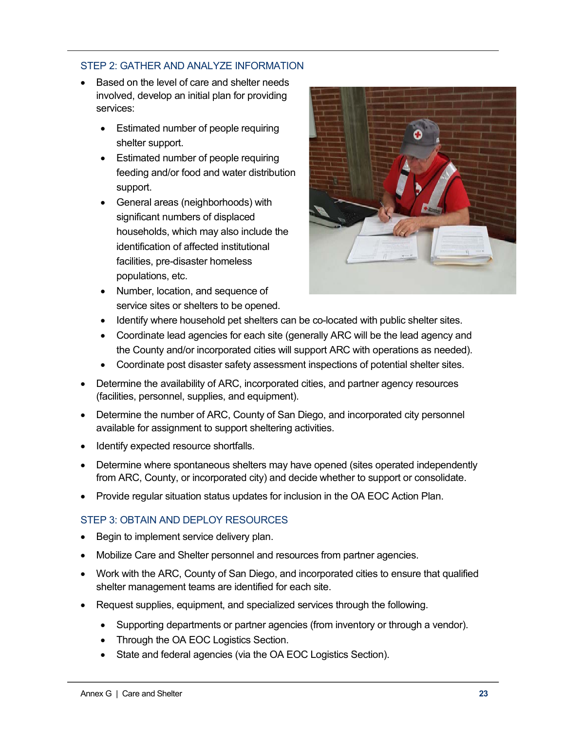### STEP 2: GATHER AND ANALYZE INFORMATION

- Based on the level of care and shelter needs involved, develop an initial plan for providing services:
    - Estimated number of people requiring shelter support.
    - Estimated number of people requiring feeding and/or food and water distribution support.
    - General areas (neighborhoods) with significant numbers of displaced households, which may also include the identification of affected institutional facilities, pre-disaster homeless populations, etc.
    - Number, location, and sequence of service sites or shelters to be opened.
    - Identify where household pet shelters can be co-located with public shelter sites.
    - Coordinate lead agencies for each site (generally ARC will be the lead agency and the County and/or incorporated cities will support ARC with operations as needed).
    - Coordinate post disaster safety assessment inspections of potential shelter sites.
- Determine the availability of ARC, incorporated cities, and partner agency resources (facilities, personnel, supplies, and equipment).
- Determine the number of ARC, County of San Diego, and incorporated city personnel available for assignment to support sheltering activities.
- Identify expected resource shortfalls.
- Determine where spontaneous shelters may have opened (sites operated independently from ARC, County, or incorporated city) and decide whether to support or consolidate.
- Provide regular situation status updates for inclusion in the OA EOC Action Plan.

### STEP 3: OBTAIN AND DEPLOY RESOURCES

- Begin to implement service delivery plan.
- Mobilize Care and Shelter personnel and resources from partner agencies.
- Work with the ARC, County of San Diego, and incorporated cities to ensure that qualified shelter management teams are identified for each site.
- Request supplies, equipment, and specialized services through the following.
    - Supporting departments or partner agencies (from inventory or through a vendor).
    - Through the OA EOC Logistics Section.
    - State and federal agencies (via the OA EOC Logistics Section).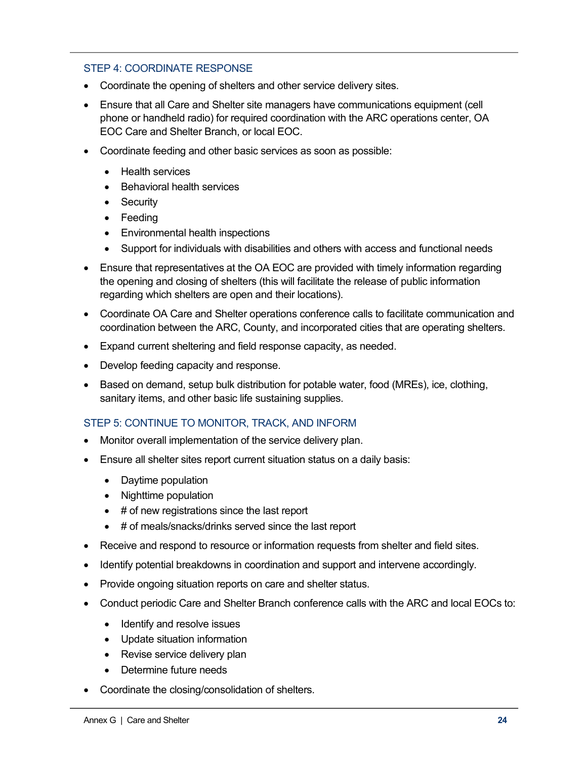### STEP 4: COORDINATE RESPONSE

- Coordinate the opening of shelters and other service delivery sites.
- Ensure that all Care and Shelter site managers have communications equipment (cell phone or handheld radio) for required coordination with the ARC operations center, OA EOC Care and Shelter Branch, or local EOC.
- Coordinate feeding and other basic services as soon as possible:
  - Health services
  - Behavioral health services
  - Security
  - Feeding
  - Environmental health inspections
  - Support for individuals with disabilities and others with access and functional needs
- Ensure that representatives at the OA EOC are provided with timely information regarding the opening and closing of shelters (this will facilitate the release of public information regarding which shelters are open and their locations).
- Coordinate OA Care and Shelter operations conference calls to facilitate communication and coordination between the ARC, County, and incorporated cities that are operating shelters.
- Expand current sheltering and field response capacity, as needed.
- Develop feeding capacity and response.
- Based on demand, setup bulk distribution for potable water, food (MREs), ice, clothing, sanitary items, and other basic life sustaining supplies.

### STEP 5: CONTINUE TO MONITOR, TRACK, AND INFORM

- Monitor overall implementation of the service delivery plan.
- Ensure all shelter sites report current situation status on a daily basis:
  - Daytime population
  - Nighttime population
  - # of new registrations since the last report
  - # of meals/snacks/drinks served since the last report
- Receive and respond to resource or information requests from shelter and field sites.
- Identify potential breakdowns in coordination and support and intervene accordingly.
- Provide ongoing situation reports on care and shelter status.
- Conduct periodic Care and Shelter Branch conference calls with the ARC and local EOCs to:
  - Identify and resolve issues
  - Update situation information
  - Revise service delivery plan
  - Determine future needs
- Coordinate the closing/consolidation of shelters.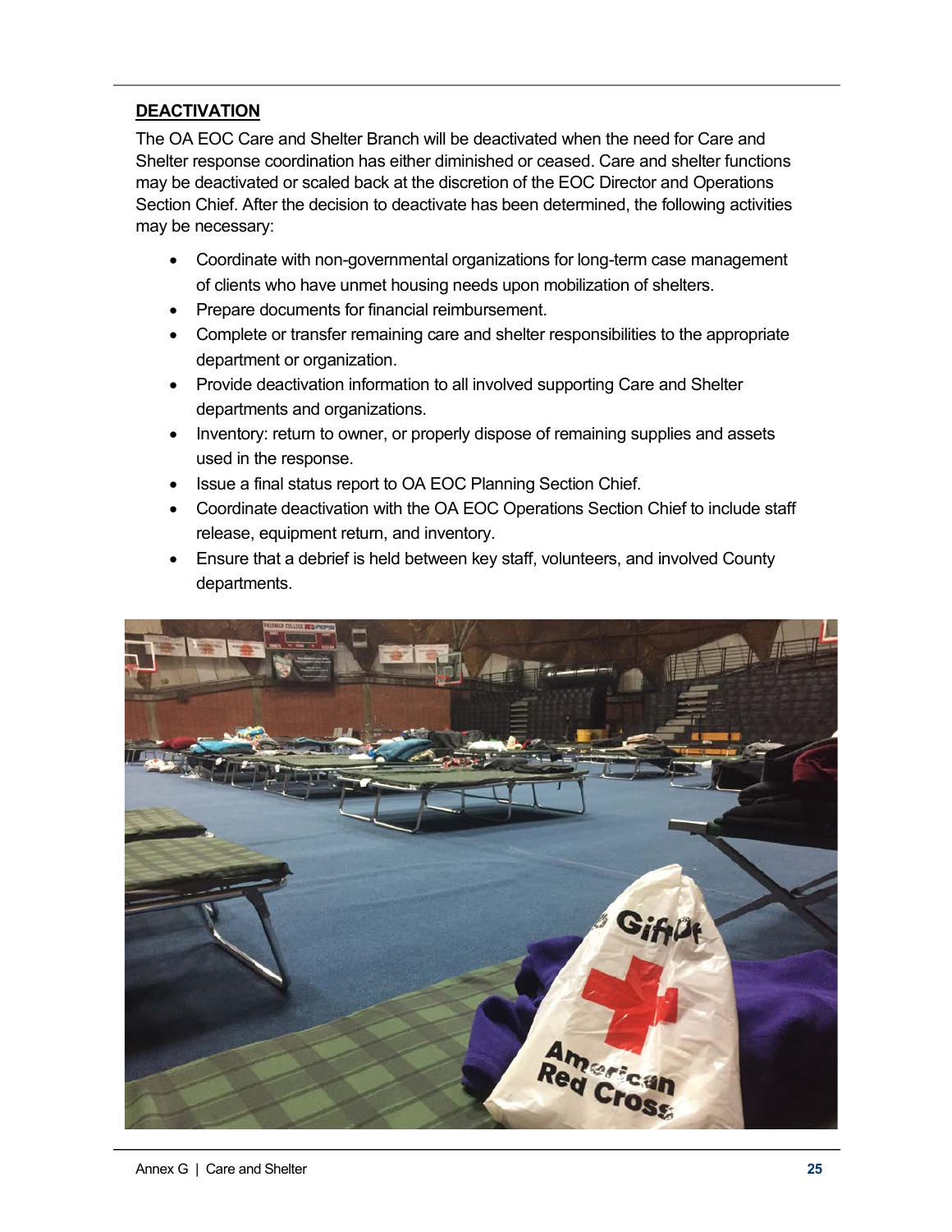## DEACTIVATION

The OA EOC Care and Shelter Branch will be deactivated when the need for Care and Shelter response coordination has either diminished or ceased. Care and shelter functions may be deactivated or scaled back at the discretion of the EOC Director and Operations Section Chief. After the decision to deactivate has been determined, the following activities may be necessary:

- Coordinate with non-governmental organizations for long-term case management of clients who have unmet housing needs upon mobilization of shelters.
- Prepare documents for financial reimbursement.
- Complete or transfer remaining care and shelter responsibilities to the appropriate department or organization.
- Provide deactivation information to all involved supporting Care and Shelter departments and organizations.
- Inventory: return to owner, or properly dispose of remaining supplies and assets used in the response.
- Issue a final status report to OA EOC Planning Section Chief.
- Coordinate deactivation with the OA EOC Operations Section Chief to include staff release, equipment return, and inventory.
- Ensure that a debrief is held between key staff, volunteers, and involved County departments.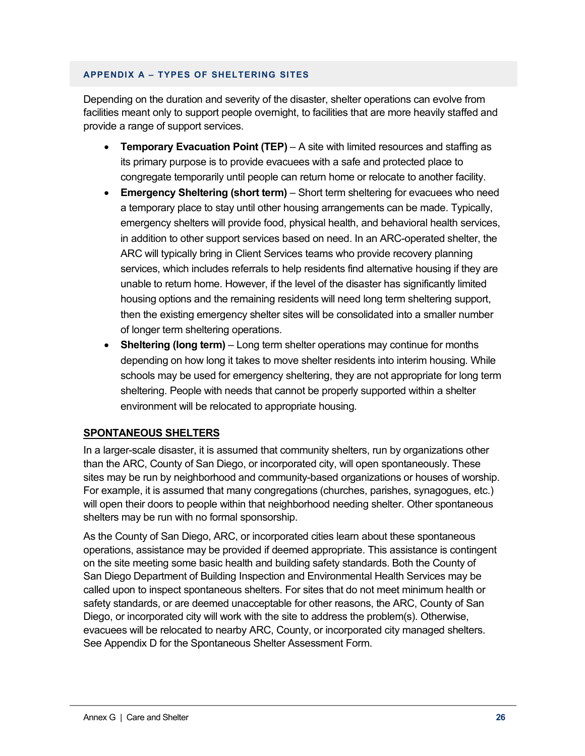## APPENDIX A – TYPES OF SHELTERING SITES

Depending on the duration and severity of the disaster, shelter operations can evolve from facilities meant only to support people overnight, to facilities that are more heavily staffed and provide a range of support services.

- **Temporary Evacuation Point (TEP)** – A site with limited resources and staffing as its primary purpose is to provide evacuees with a safe and protected place to congregate temporarily until people can return home or relocate to another facility.
- **Emergency Sheltering (short term)** – Short term sheltering for evacuees who need a temporary place to stay until other housing arrangements can be made. Typically, emergency shelters will provide food, physical health, and behavioral health services, in addition to other support services based on need. In an ARC-operated shelter, the ARC will typically bring in Client Services teams who provide recovery planning services, which includes referrals to help residents find alternative housing if they are unable to return home. However, if the level of the disaster has significantly limited housing options and the remaining residents will need long term sheltering support, then the existing emergency shelter sites will be consolidated into a smaller number of longer term sheltering operations.
- **Sheltering (long term)** – Long term shelter operations may continue for months depending on how long it takes to move shelter residents into interim housing. While schools may be used for emergency sheltering, they are not appropriate for long term sheltering. People with needs that cannot be properly supported within a shelter environment will be relocated to appropriate housing.

### SPONTANEOUS SHELTERS

In a larger-scale disaster, it is assumed that community shelters, run by organizations other than the ARC, County of San Diego, or incorporated city, will open spontaneously. These sites may be run by neighborhood and community-based organizations or houses of worship. For example, it is assumed that many congregations (churches, parishes, synagogues, etc.) will open their doors to people within that neighborhood needing shelter. Other spontaneous shelters may be run with no formal sponsorship.

As the County of San Diego, ARC, or incorporated cities learn about these spontaneous operations, assistance may be provided if deemed appropriate. This assistance is contingent on the site meeting some basic health and building safety standards. Both the County of San Diego Department of Building Inspection and Environmental Health Services may be called upon to inspect spontaneous shelters. For sites that do not meet minimum health or safety standards, or are deemed unacceptable for other reasons, the ARC, County of San Diego, or incorporated city will work with the site to address the problem(s). Otherwise, evacuees will be relocated to nearby ARC, County, or incorporated city managed shelters. See Appendix D for the Spontaneous Shelter Assessment Form.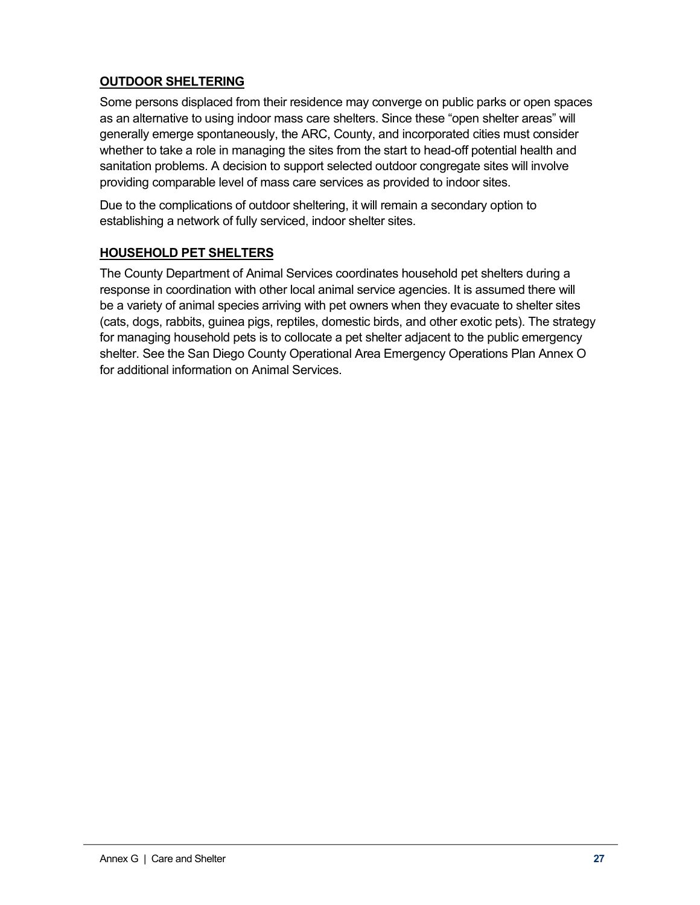## OUTDOOR SHELTERING

Some persons displaced from their residence may converge on public parks or open spaces as an alternative to using indoor mass care shelters. Since these "open shelter areas" will generally emerge spontaneously, the ARC, County, and incorporated cities must consider whether to take a role in managing the sites from the start to head-off potential health and sanitation problems. A decision to support selected outdoor congregate sites will involve providing comparable level of mass care services as provided to indoor sites.

Due to the complications of outdoor sheltering, it will remain a secondary option to establishing a network of fully serviced, indoor shelter sites.

## HOUSEHOLD PET SHELTERS

The County Department of Animal Services coordinates household pet shelters during a response in coordination with other local animal service agencies. It is assumed there will be a variety of animal species arriving with pet owners when they evacuate to shelter sites (cats, dogs, rabbits, guinea pigs, reptiles, domestic birds, and other exotic pets). The strategy for managing household pets is to collocate a pet shelter adjacent to the public emergency shelter. See the San Diego County Operational Area Emergency Operations Plan Annex O for additional information on Animal Services.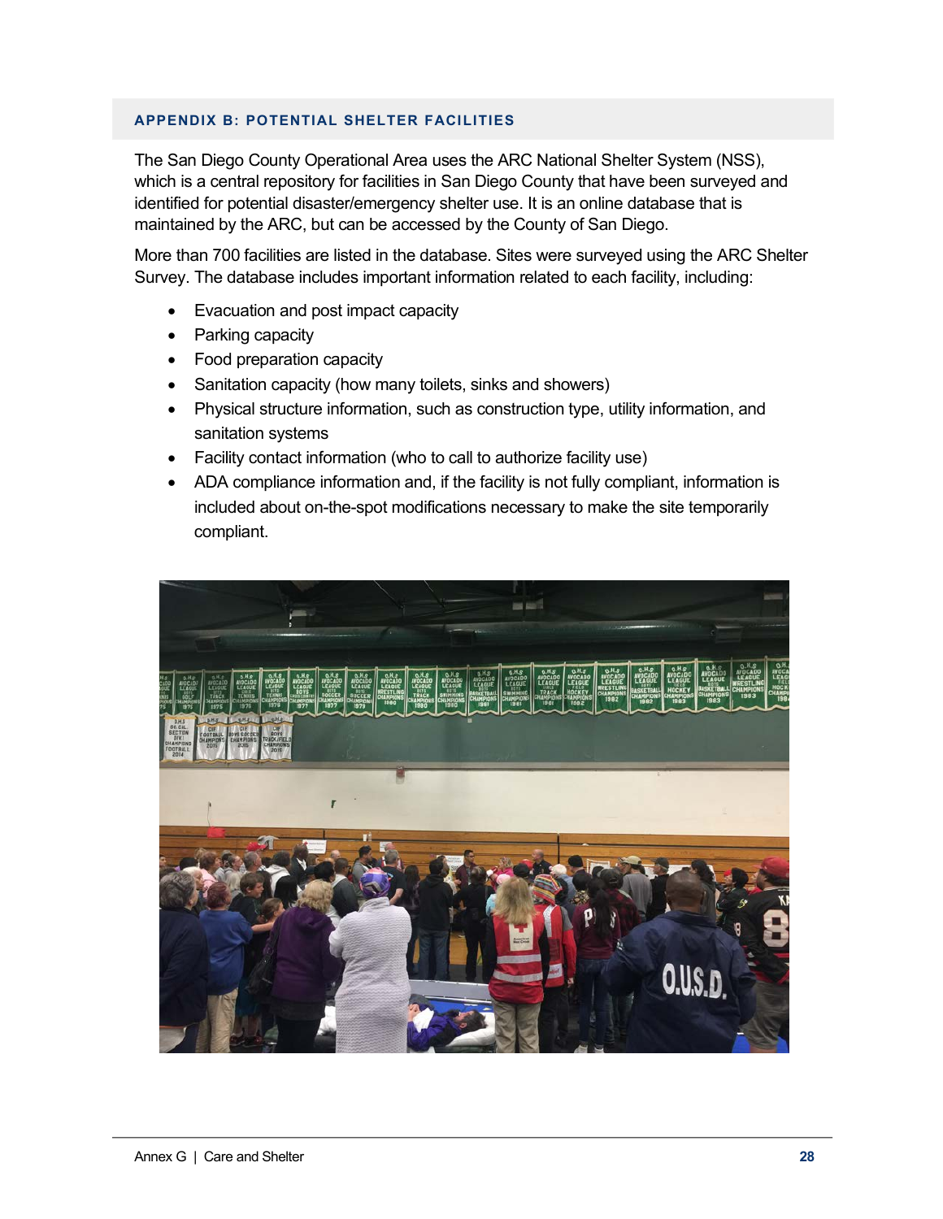## APPENDIX B: POTENTIAL SHELTER FACILITIES

The San Diego County Operational Area uses the ARC National Shelter System (NSS), which is a central repository for facilities in San Diego County that have been surveyed and identified for potential disaster/emergency shelter use. It is an online database that is maintained by the ARC, but can be accessed by the County of San Diego.

More than 700 facilities are listed in the database. Sites were surveyed using the ARC Shelter Survey. The database includes important information related to each facility, including:

- Evacuation and post impact capacity
- Parking capacity
- Food preparation capacity
- Sanitation capacity (how many toilets, sinks and showers)
- Physical structure information, such as construction type, utility information, and sanitation systems
- Facility contact information (who to call to authorize facility use)
- ADA compliance information and, if the facility is not fully compliant, information is included about on-the-spot modifications necessary to make the site temporarily compliant.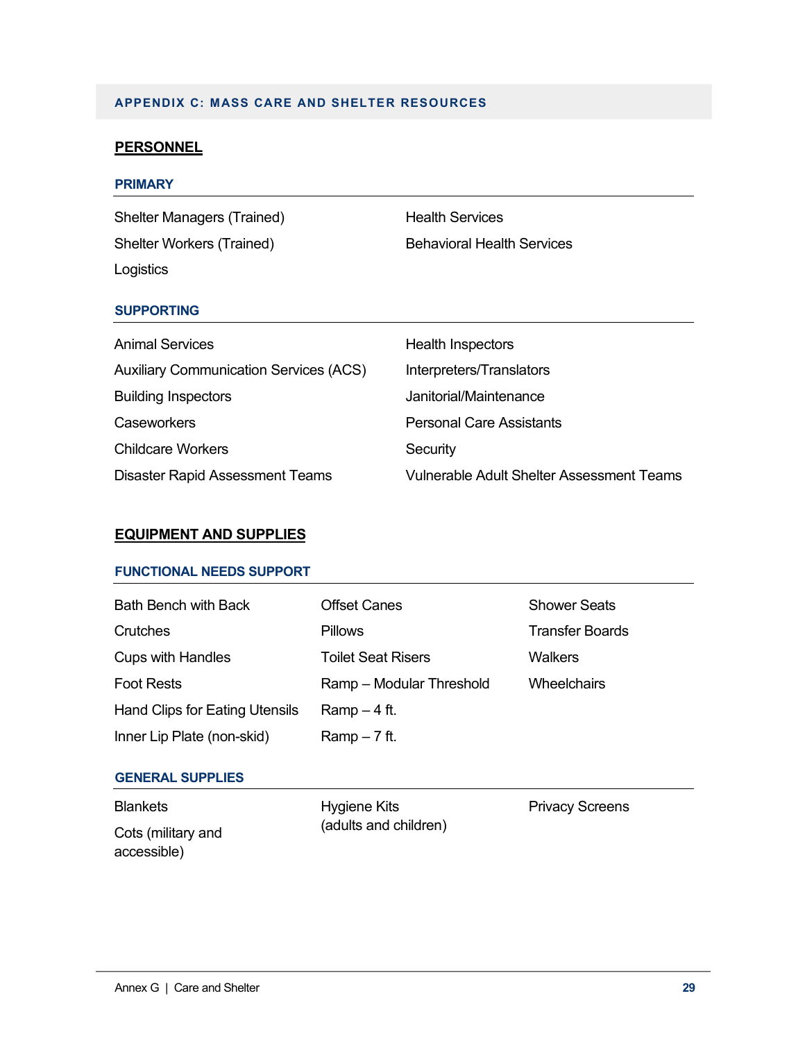## APPENDIX C: MASS CARE AND SHELTER RESOURCES

### PERSONNEL

#### PRIMARY

- Shelter Managers (Trained)
- Shelter Workers (Trained)
- Logistics
- Health Services
- Behavioral Health Services

#### SUPPORTING

- Animal Services
- Auxiliary Communication Services (ACS)
- Building Inspectors
- Caseworkers
- Childcare Workers
- Disaster Rapid Assessment Teams
- Health Inspectors
- Interpreters/Translators
- Janitorial/Maintenance
- Personal Care Assistants
- Security
- Vulnerable Adult Shelter Assessment Teams

### EQUIPMENT AND SUPPLIES

#### FUNCTIONAL NEEDS SUPPORT

- Bath Bench with Back
- Crutches
- Cups with Handles
- Foot Rests
- Hand Clips for Eating Utensils
- Inner Lip Plate (non-skid)
- Offset Canes
- Pillows
- Toilet Seat Risers
- Ramp – Modular Threshold
- Ramp – 4 ft.
- Ramp – 7 ft.
- Shower Seats
- Transfer Boards
- Walkers
- Wheelchairs

#### GENERAL SUPPLIES

- Blankets
- Cots (military and accessible)
- Hygiene Kits (adults and children)
- Privacy Screens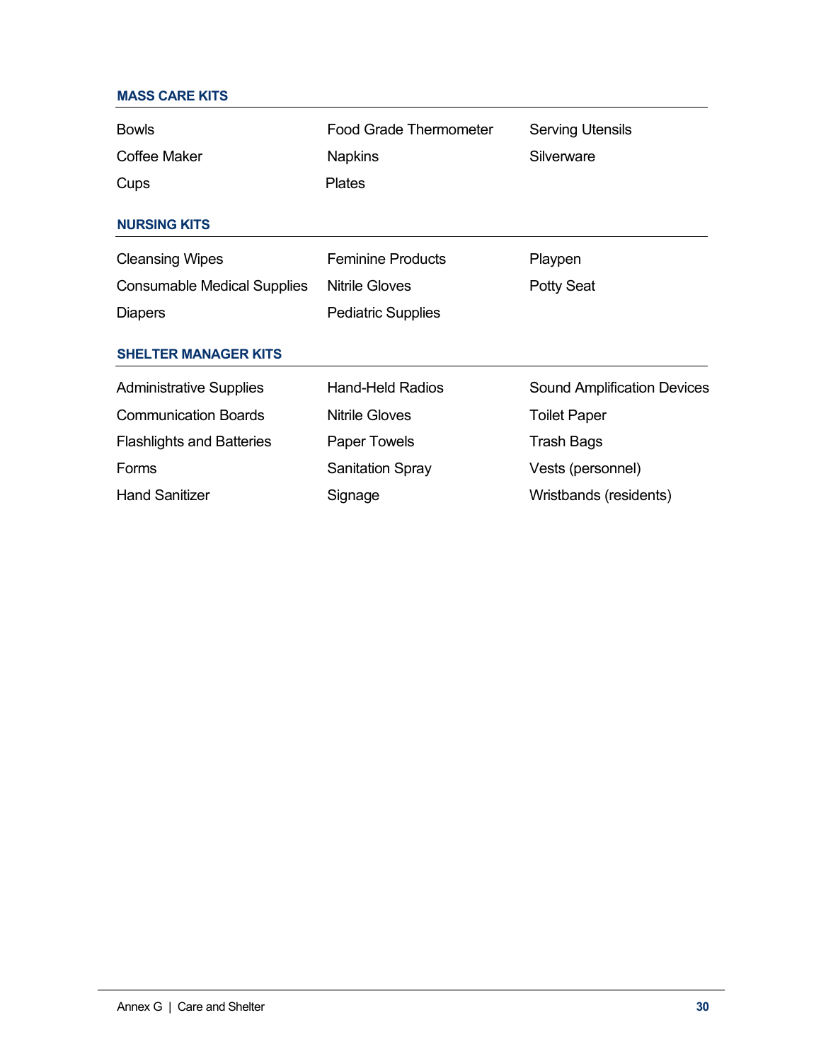### MASS CARE KITS

| | | |
|---|---|---|
| Bowls | Food Grade Thermometer | Serving Utensils |
| Coffee Maker | Napkins | Silverware |
| Cups | Plates | |

### NURSING KITS

| | | |
|---|---|---|
| Cleansing Wipes | Feminine Products | Playpen |
| Consumable Medical Supplies | Nitrile Gloves | Potty Seat |
| Diapers | Pediatric Supplies | |

### SHELTER MANAGER KITS

| | | |
|---|---|---|
| Administrative Supplies | Hand-Held Radios | Sound Amplification Devices |
| Communication Boards | Nitrile Gloves | Toilet Paper |
| Flashlights and Batteries | Paper Towels | Trash Bags |
| Forms | Sanitation Spray | Vests (personnel) |
| Hand Sanitizer | Signage | Wristbands (residents) |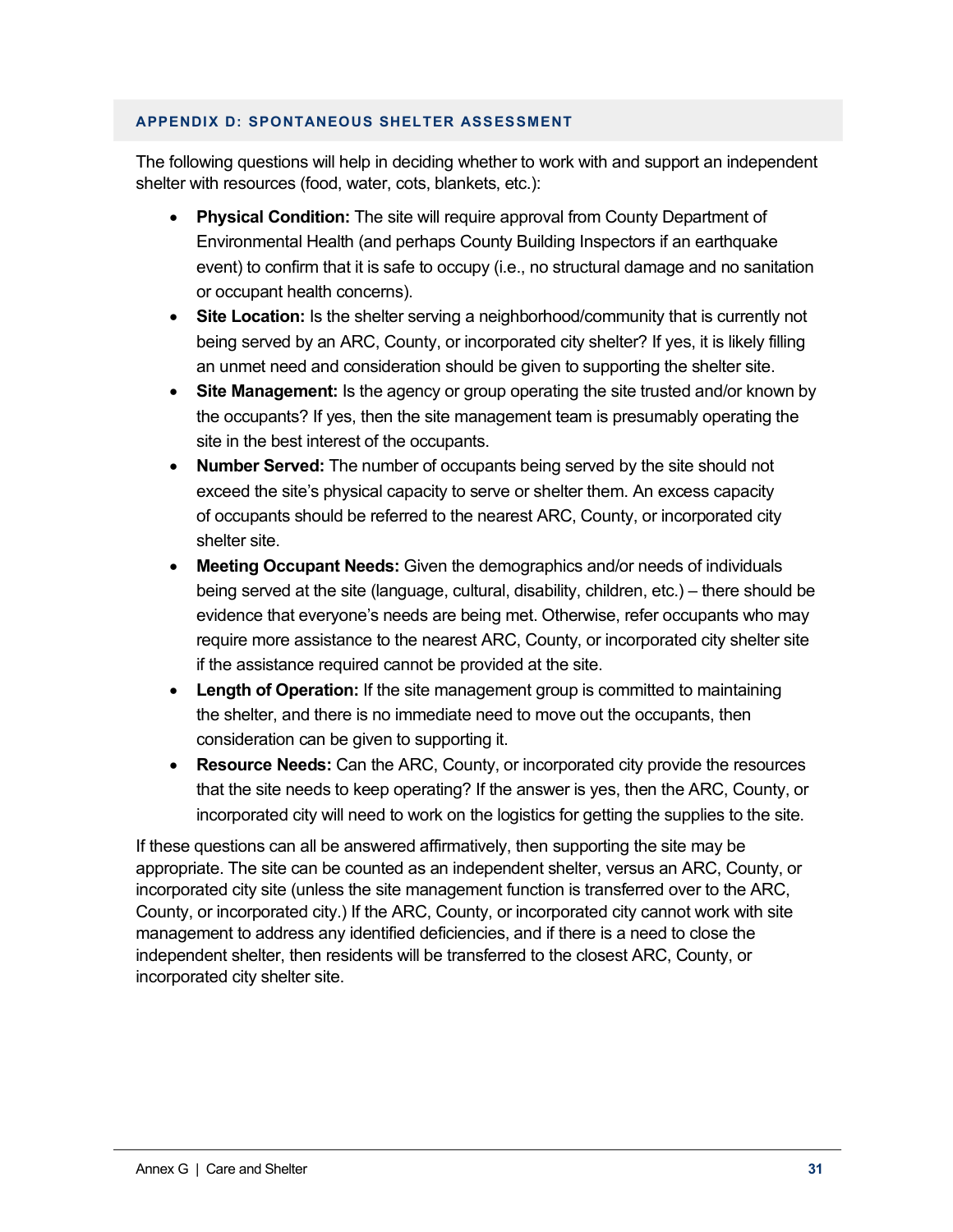## APPENDIX D: SPONTANEOUS SHELTER ASSESSMENT

The following questions will help in deciding whether to work with and support an independent shelter with resources (food, water, cots, blankets, etc.):

- **Physical Condition:** The site will require approval from County Department of Environmental Health (and perhaps County Building Inspectors if an earthquake event) to confirm that it is safe to occupy (i.e., no structural damage and no sanitation or occupant health concerns).
- **Site Location:** Is the shelter serving a neighborhood/community that is currently not being served by an ARC, County, or incorporated city shelter? If yes, it is likely filling an unmet need and consideration should be given to supporting the shelter site.
- **Site Management:** Is the agency or group operating the site trusted and/or known by the occupants? If yes, then the site management team is presumably operating the site in the best interest of the occupants.
- **Number Served:** The number of occupants being served by the site should not exceed the site's physical capacity to serve or shelter them. An excess capacity of occupants should be referred to the nearest ARC, County, or incorporated city shelter site.
- **Meeting Occupant Needs:** Given the demographics and/or needs of individuals being served at the site (language, cultural, disability, children, etc.) – there should be evidence that everyone's needs are being met. Otherwise, refer occupants who may require more assistance to the nearest ARC, County, or incorporated city shelter site if the assistance required cannot be provided at the site.
- **Length of Operation:** If the site management group is committed to maintaining the shelter, and there is no immediate need to move out the occupants, then consideration can be given to supporting it.
- **Resource Needs:** Can the ARC, County, or incorporated city provide the resources that the site needs to keep operating? If the answer is yes, then the ARC, County, or incorporated city will need to work on the logistics for getting the supplies to the site.

If these questions can all be answered affirmatively, then supporting the site may be appropriate. The site can be counted as an independent shelter, versus an ARC, County, or incorporated city site (unless the site management function is transferred over to the ARC, County, or incorporated city.) If the ARC, County, or incorporated city cannot work with site management to address any identified deficiencies, and if there is a need to close the independent shelter, then residents will be transferred to the closest ARC, County, or incorporated city shelter site.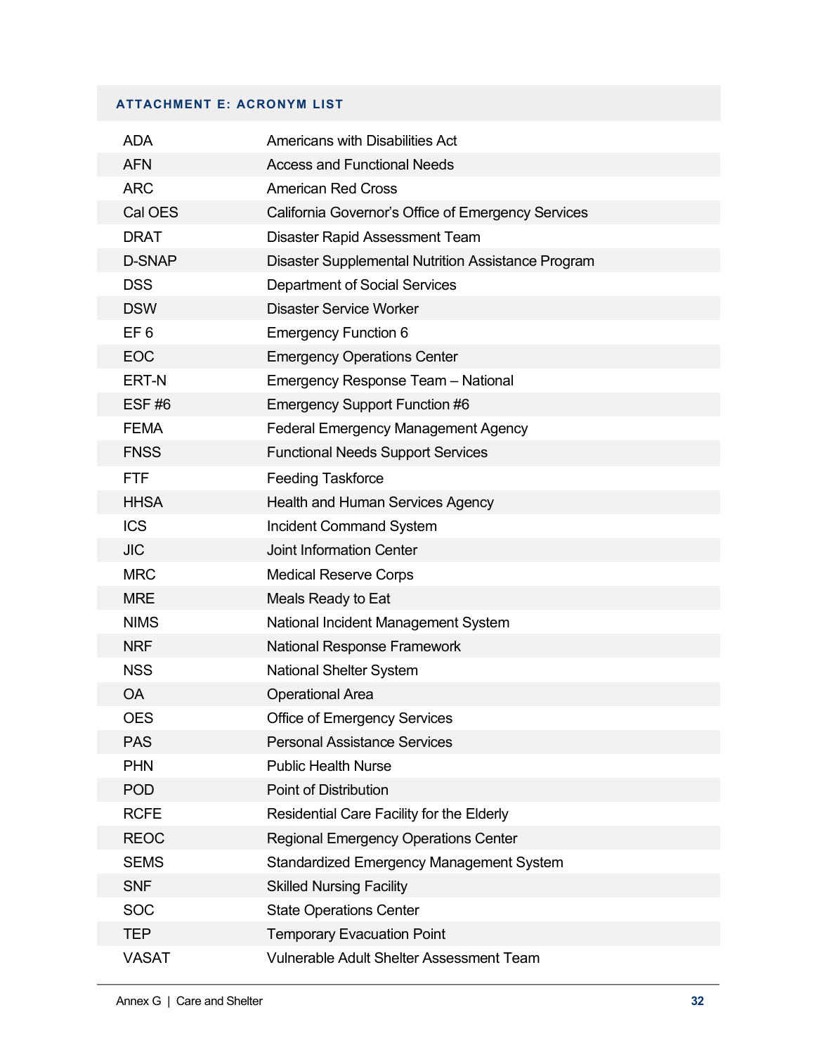## ATTACHMENT E: ACRONYM LIST

| | |
|---|---|
| ADA | Americans with Disabilities Act |
| AFN | Access and Functional Needs |
| ARC | American Red Cross |
| Cal OES | California Governor's Office of Emergency Services |
| DRAT | Disaster Rapid Assessment Team |
| D-SNAP | Disaster Supplemental Nutrition Assistance Program |
| DSS | Department of Social Services |
| DSW | Disaster Service Worker |
| EF 6 | Emergency Function 6 |
| EOC | Emergency Operations Center |
| ERT-N | Emergency Response Team – National |
| ESF #6 | Emergency Support Function #6 |
| FEMA | Federal Emergency Management Agency |
| FNSS | Functional Needs Support Services |
| FTF | Feeding Taskforce |
| HHSA | Health and Human Services Agency |
| ICS | Incident Command System |
| JIC | Joint Information Center |
| MRC | Medical Reserve Corps |
| MRE | Meals Ready to Eat |
| NIMS | National Incident Management System |
| NRF | National Response Framework |
| NSS | National Shelter System |
| OA | Operational Area |
| OES | Office of Emergency Services |
| PAS | Personal Assistance Services |
| PHN | Public Health Nurse |
| POD | Point of Distribution |
| RCFE | Residential Care Facility for the Elderly |
| REOC | Regional Emergency Operations Center |
| SEMS | Standardized Emergency Management System |
| SNF | Skilled Nursing Facility |
| SOC | State Operations Center |
| TEP | Temporary Evacuation Point |
| VASAT | Vulnerable Adult Shelter Assessment Team |